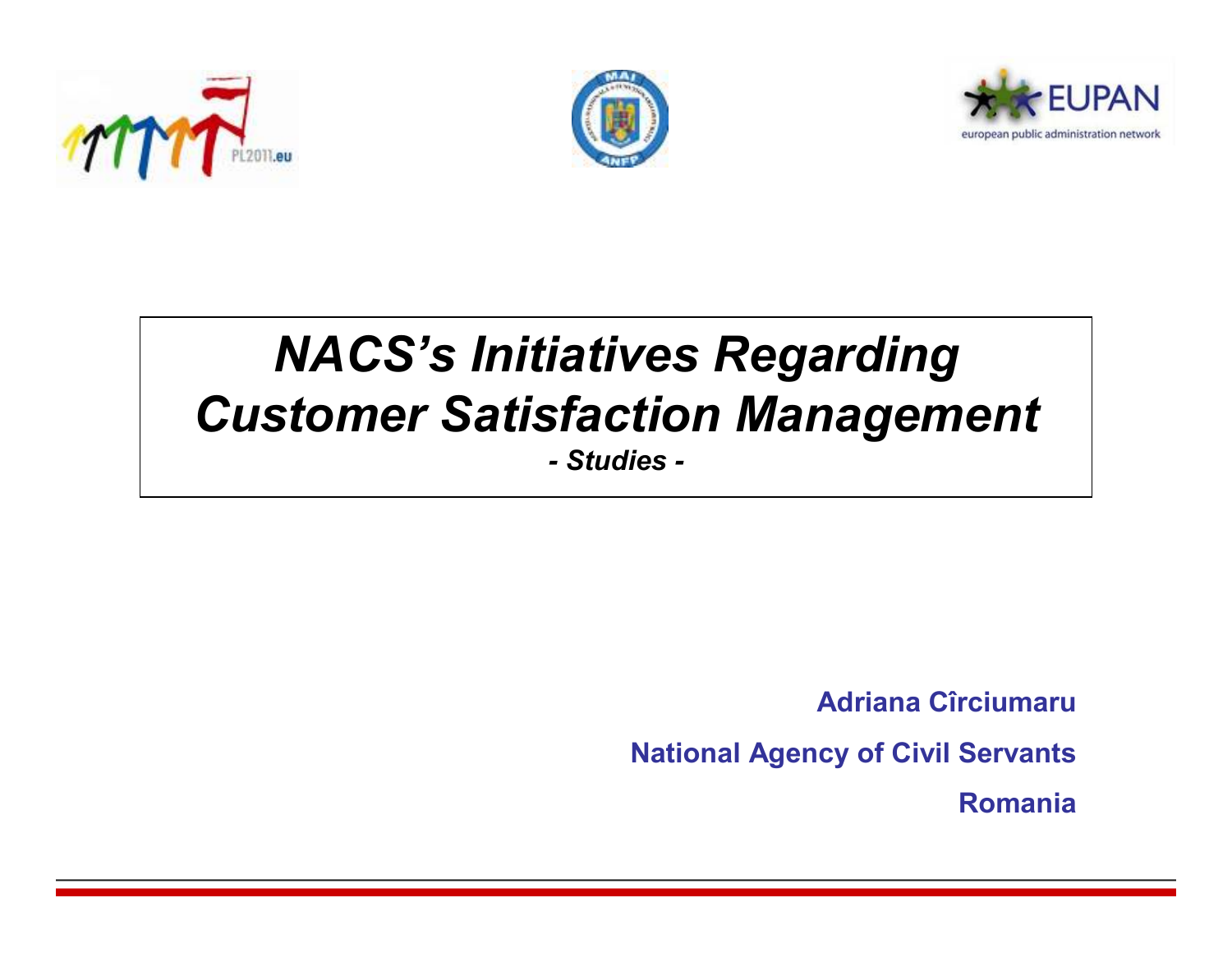# *NACS's Initiatives Regarding Customer Satisfaction Management*

***- Studies -***

**Adriana Cîrciumaru**

**National Agency of Civil Servants**

**Romania**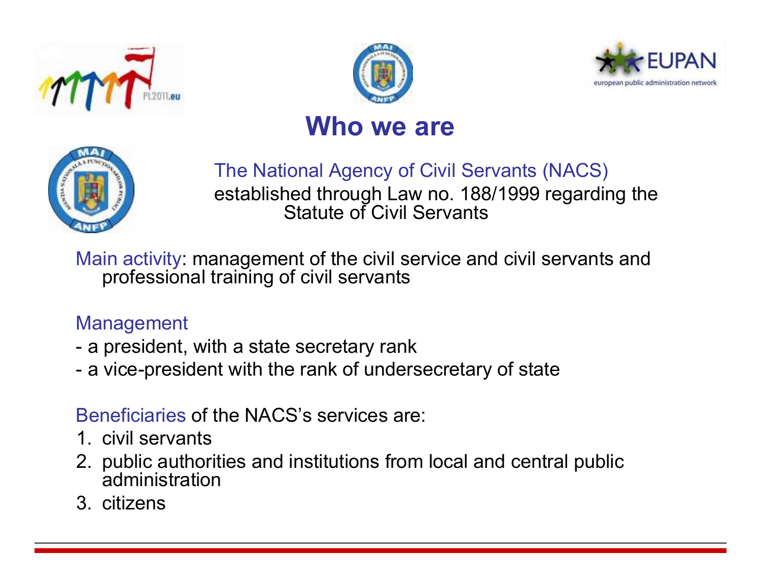# Who we are

The National Agency of Civil Servants (NACS) established through Law no. 188/1999 regarding the Statute of Civil Servants

Main activity: management of the civil service and civil servants and professional training of civil servants

Management

- a president, with a state secretary rank
- a vice-president with the rank of undersecretary of state

Beneficiaries of the NACS's services are:

1. civil servants
2. public authorities and institutions from local and central public administration
3. citizens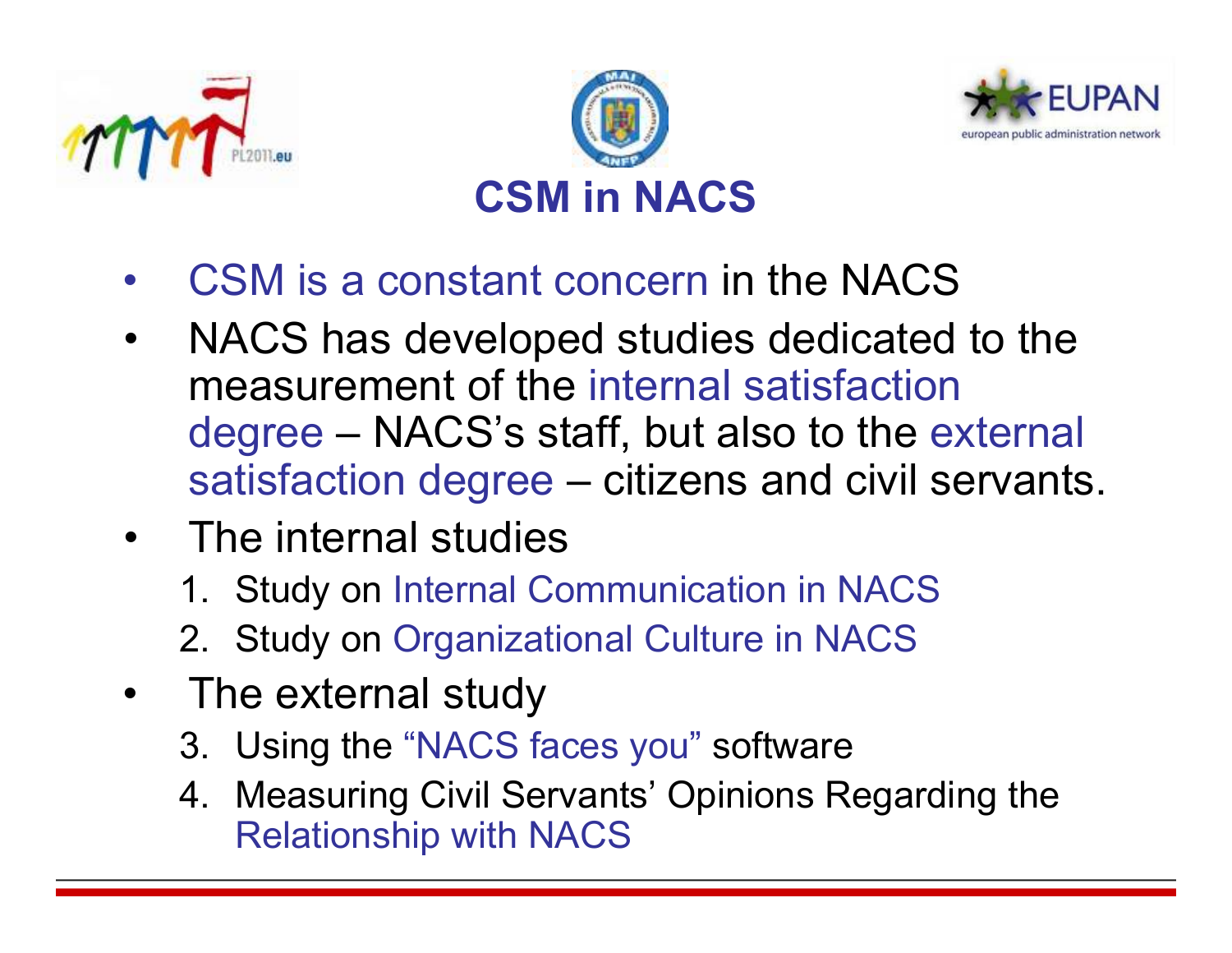# CSM in NACS

- CSM is a constant concern in the NACS
- NACS has developed studies dedicated to the measurement of the internal satisfaction degree – NACS's staff, but also to the external satisfaction degree – citizens and civil servants.
- The internal studies
  1. Study on Internal Communication in NACS
  2. Study on Organizational Culture in NACS
- The external study
  3. Using the "NACS faces you" software
  4. Measuring Civil Servants' Opinions Regarding the Relationship with NACS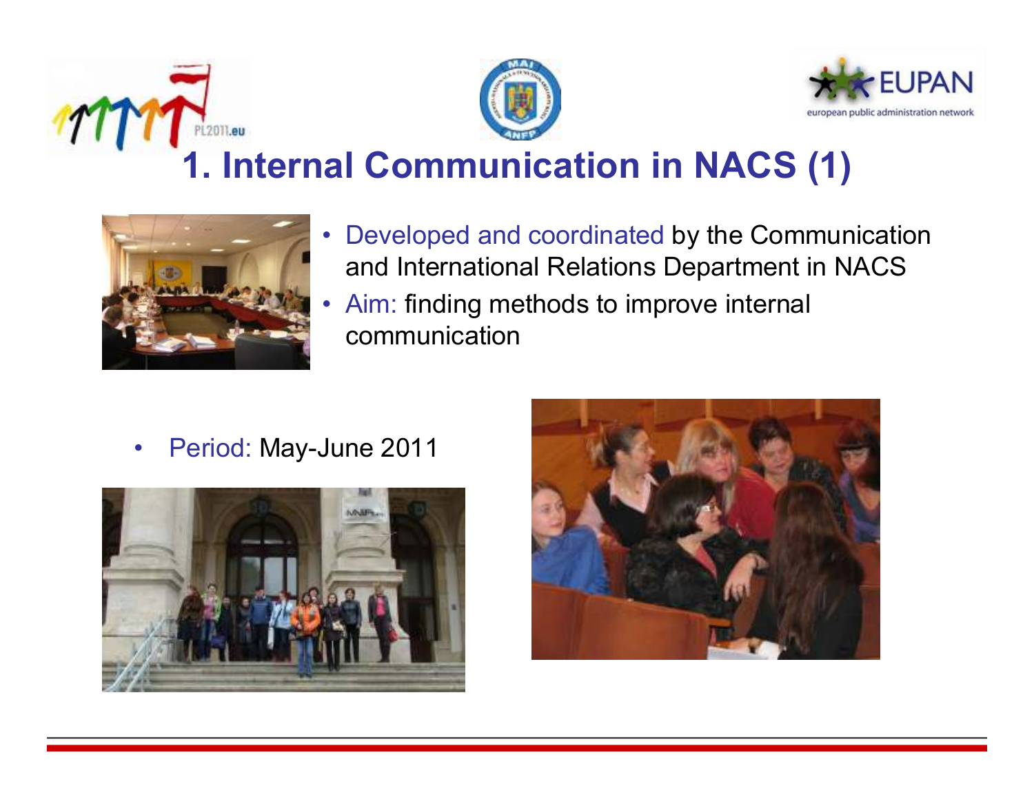# 1. Internal Communication in NACS (1)

- Developed and coordinated by the Communication and International Relations Department in NACS
- Aim: finding methods to improve internal communication

- Period: May-June 2011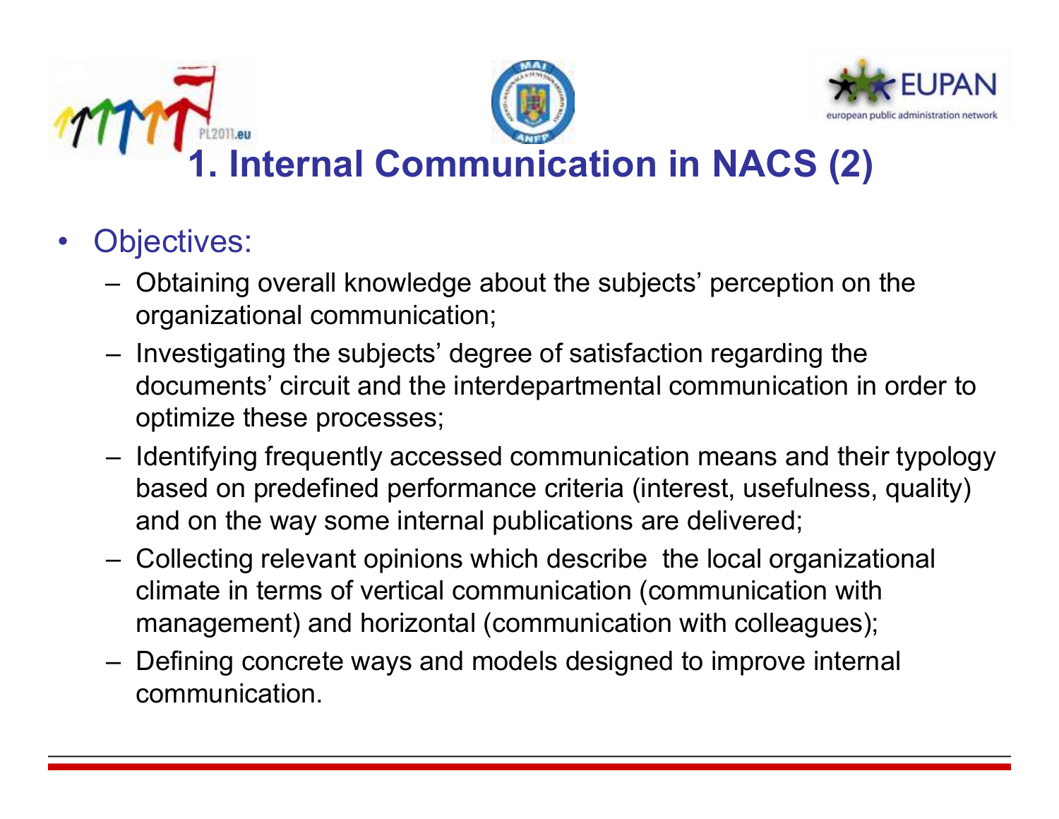# 1. Internal Communication in NACS (2)

- Objectives:
  - Obtaining overall knowledge about the subjects' perception on the organizational communication;
  - Investigating the subjects' degree of satisfaction regarding the documents' circuit and the interdepartmental communication in order to optimize these processes;
  - Identifying frequently accessed communication means and their typology based on predefined performance criteria (interest, usefulness, quality) and on the way some internal publications are delivered;
  - Collecting relevant opinions which describe the local organizational climate in terms of vertical communication (communication with management) and horizontal (communication with colleagues);
  - Defining concrete ways and models designed to improve internal communication.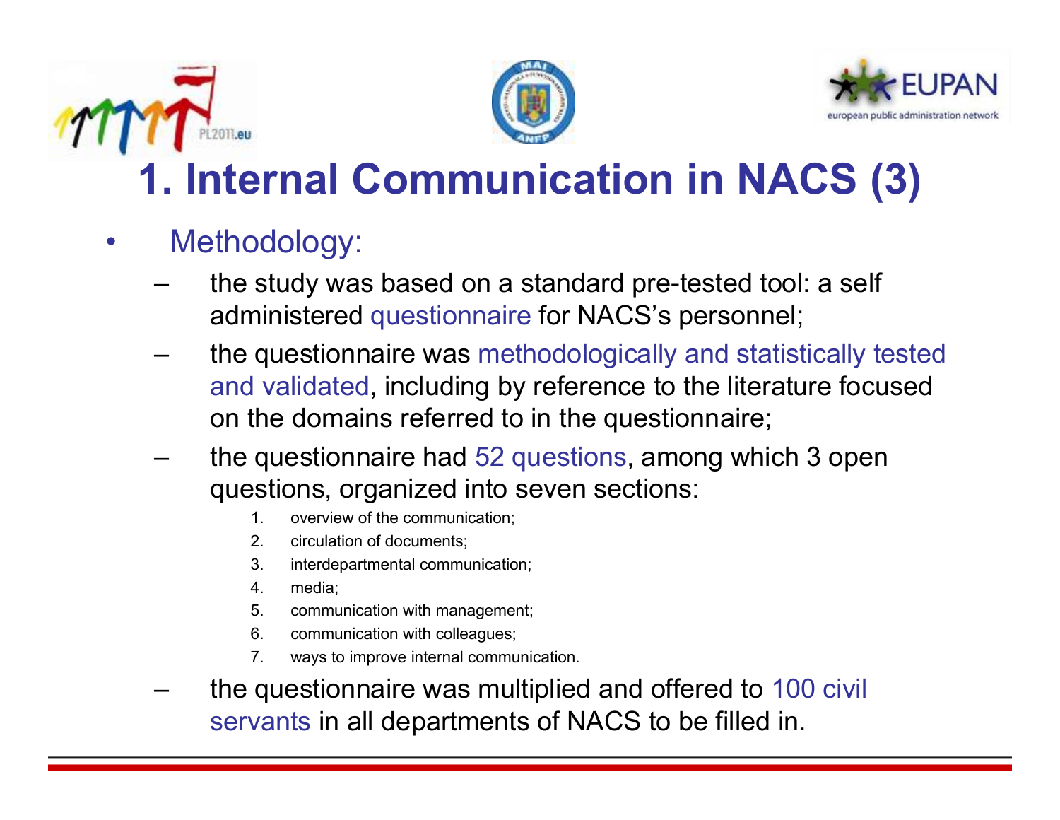# 1. Internal Communication in NACS (3)

- Methodology:
  - the study was based on a standard pre-tested tool: a self administered questionnaire for NACS's personnel;
  - the questionnaire was methodologically and statistically tested and validated, including by reference to the literature focused on the domains referred to in the questionnaire;
  - the questionnaire had 52 questions, among which 3 open questions, organized into seven sections:
    1. overview of the communication;
    2. circulation of documents;
    3. interdepartmental communication;
    4. media;
    5. communication with management;
    6. communication with colleagues;
    7. ways to improve internal communication.
  - the questionnaire was multiplied and offered to 100 civil servants in all departments of NACS to be filled in.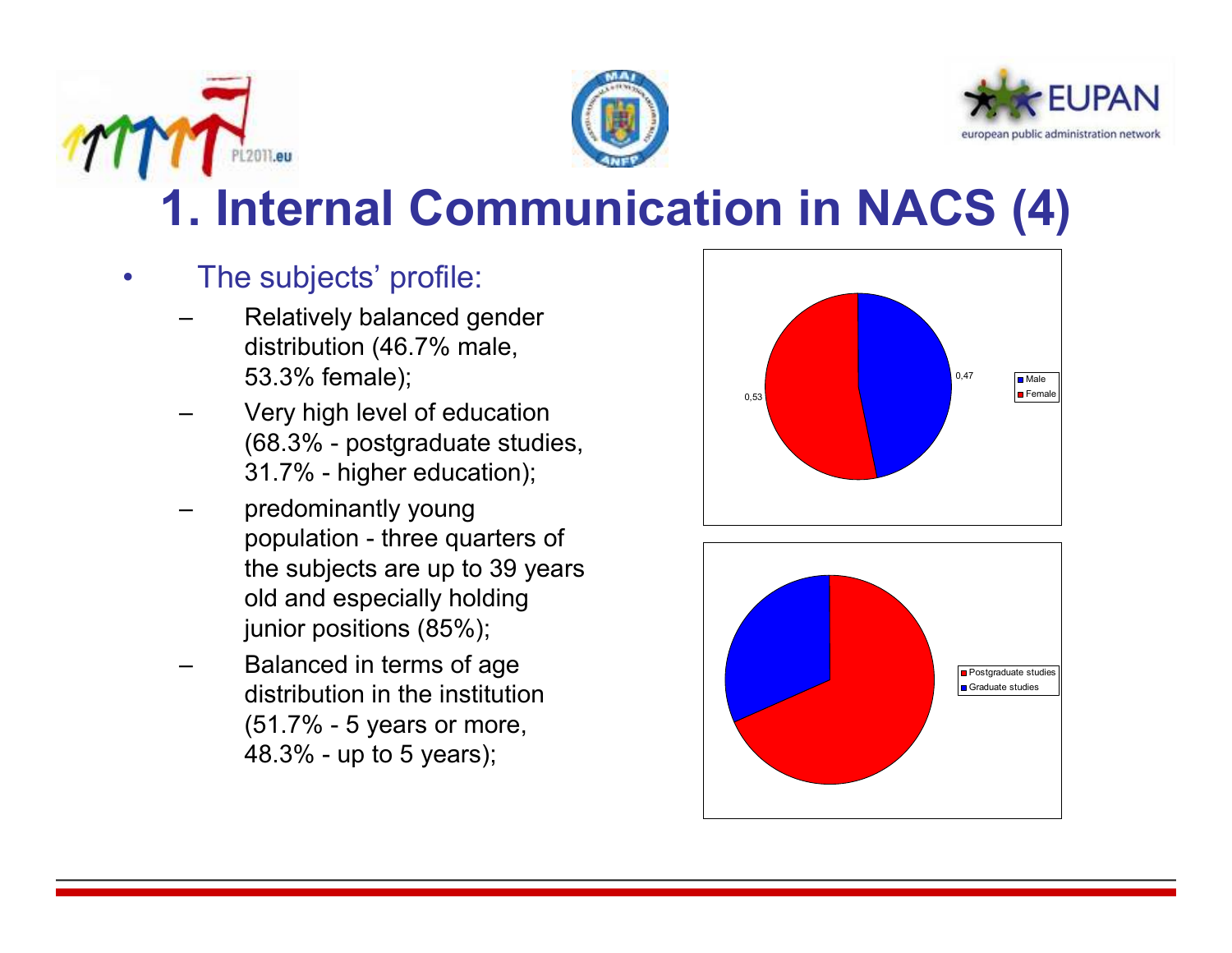# 1. Internal Communication in NACS (4)

- The subjects' profile:
  - Relatively balanced gender distribution (46.7% male, 53.3% female);
  - Very high level of education (68.3% - postgraduate studies, 31.7% - higher education);
  - predominantly young population - three quarters of the subjects are up to 39 years old and especially holding junior positions (85%);
  - Balanced in terms of age distribution in the institution (51.7% - 5 years or more, 48.3% - up to 5 years);

0,47

0,53

Male

Female

Postgraduate studies

Graduate studies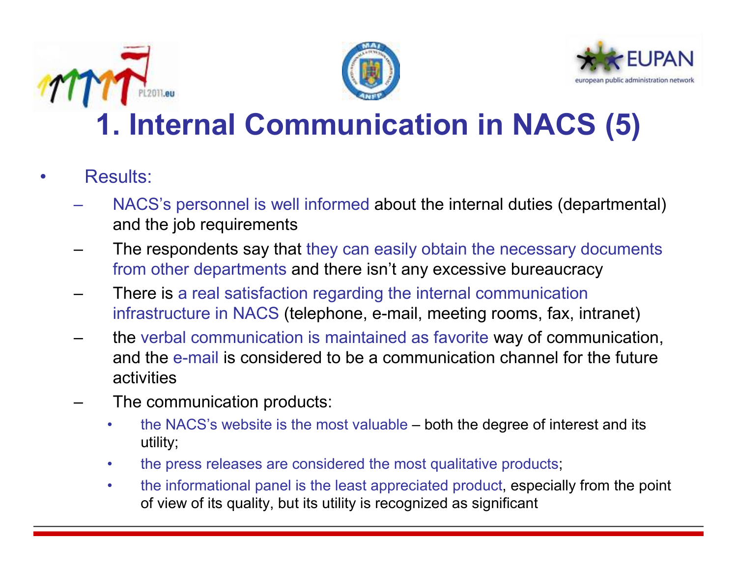# 1. Internal Communication in NACS (5)

- Results:
  - NACS's personnel is well informed about the internal duties (departmental) and the job requirements
  - The respondents say that they can easily obtain the necessary documents from other departments and there isn't any excessive bureaucracy
  - There is a real satisfaction regarding the internal communication infrastructure in NACS (telephone, e-mail, meeting rooms, fax, intranet)
  - the verbal communication is maintained as favorite way of communication, and the e-mail is considered to be a communication channel for the future activities
  - The communication products:
    - the NACS's website is the most valuable – both the degree of interest and its utility;
    - the press releases are considered the most qualitative products;
    - the informational panel is the least appreciated product, especially from the point of view of its quality, but its utility is recognized as significant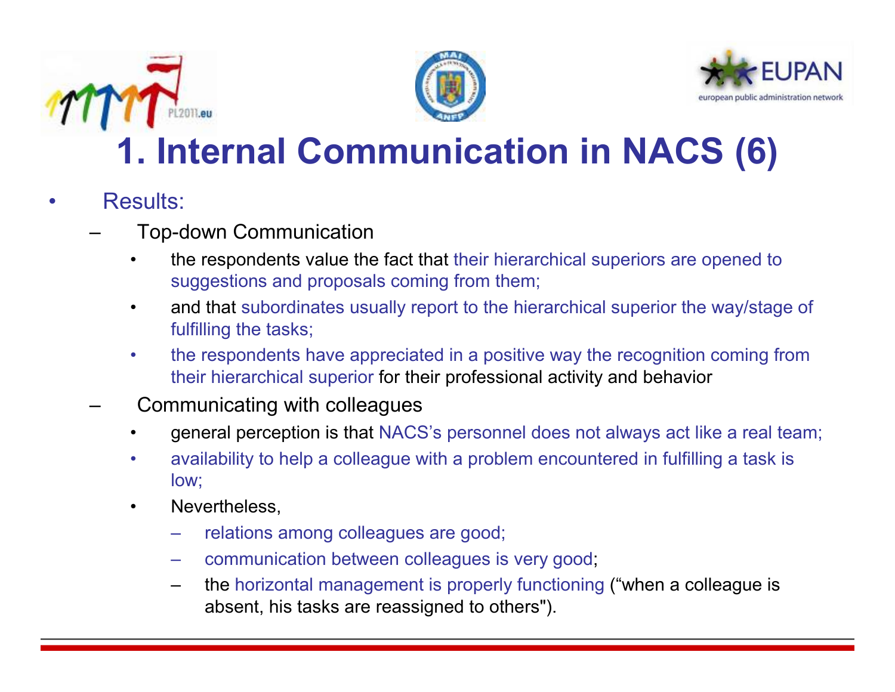# 1. Internal Communication in NACS (6)

- Results:
  - Top-down Communication
    - the respondents value the fact that their hierarchical superiors are opened to suggestions and proposals coming from them;
    - and that subordinates usually report to the hierarchical superior the way/stage of fulfilling the tasks;
    - the respondents have appreciated in a positive way the recognition coming from their hierarchical superior for their professional activity and behavior
  - Communicating with colleagues
    - general perception is that NACS's personnel does not always act like a real team;
    - availability to help a colleague with a problem encountered in fulfilling a task is low;
    - Nevertheless,
      - relations among colleagues are good;
      - communication between colleagues is very good;
      - the horizontal management is properly functioning ("when a colleague is absent, his tasks are reassigned to others").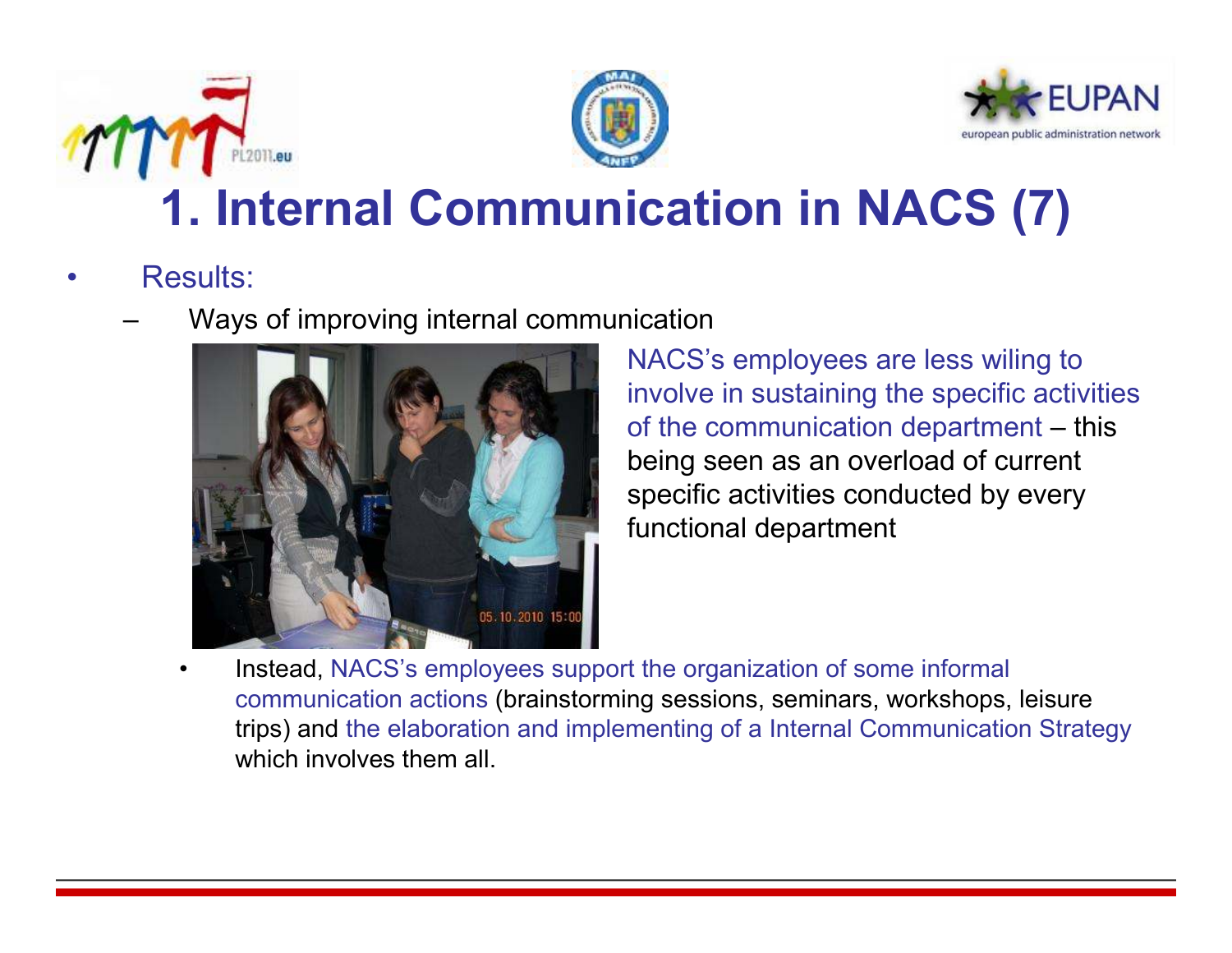# 1. Internal Communication in NACS (7)

- Results:
  - Ways of improving internal communication

NACS's employees are less wiling to involve in sustaining the specific activities of the communication department – this being seen as an overload of current specific activities conducted by every functional department

- Instead, NACS's employees support the organization of some informal communication actions (brainstorming sessions, seminars, workshops, leisure trips) and the elaboration and implementing of a Internal Communication Strategy which involves them all.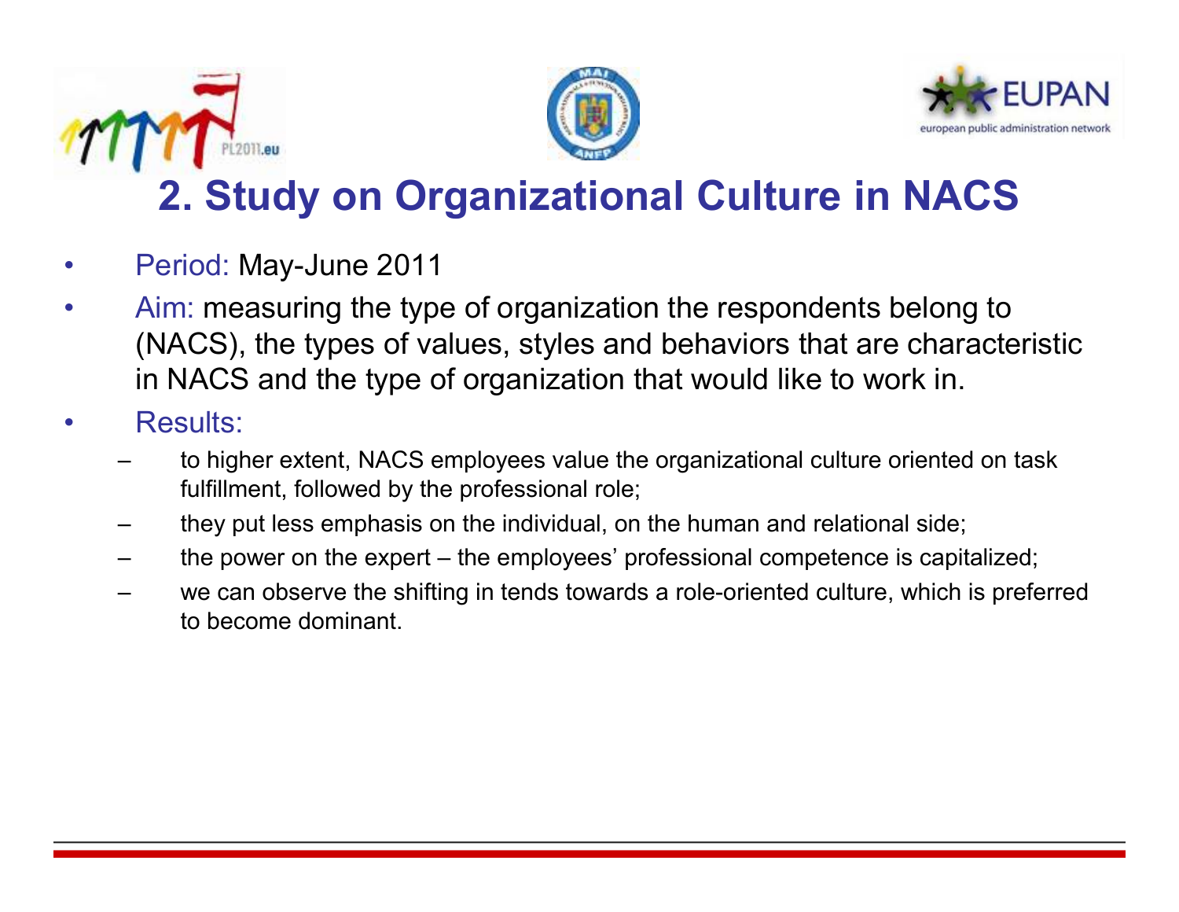## 2. Study on Organizational Culture in NACS

- Period: May-June 2011
- Aim: measuring the type of organization the respondents belong to (NACS), the types of values, styles and behaviors that are characteristic in NACS and the type of organization that would like to work in.
- Results:
  - to higher extent, NACS employees value the organizational culture oriented on task fulfillment, followed by the professional role;
  - they put less emphasis on the individual, on the human and relational side;
  - the power on the expert – the employees' professional competence is capitalized;
  - we can observe the shifting in tends towards a role-oriented culture, which is preferred to become dominant.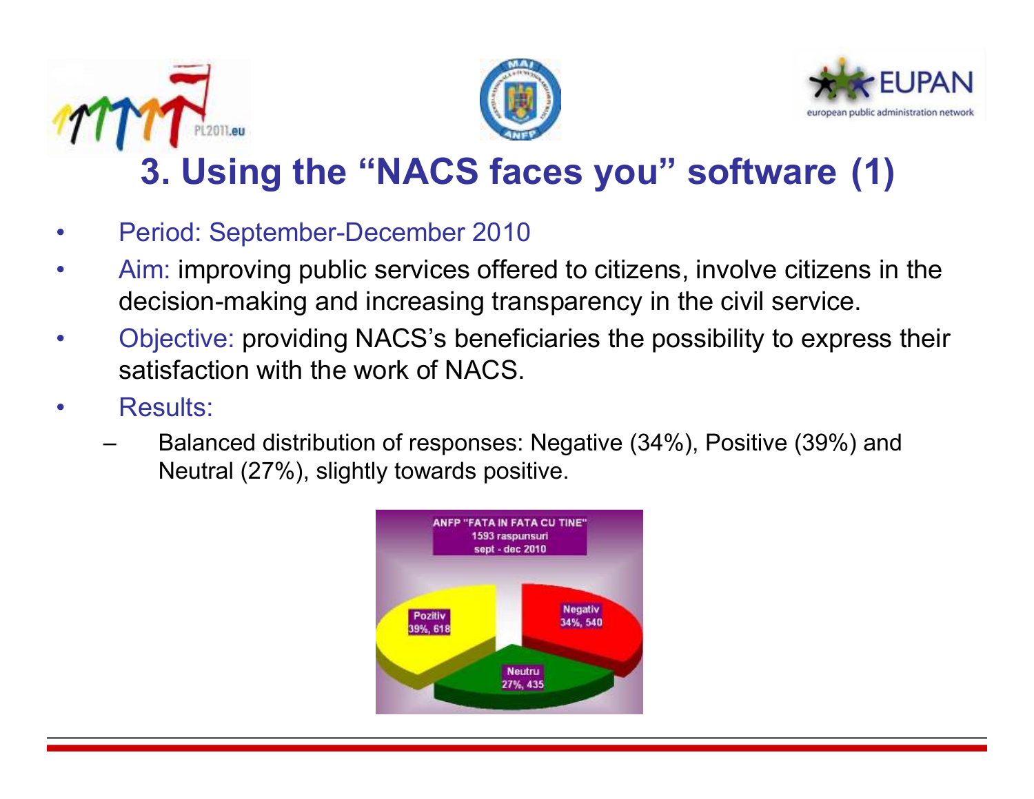# 3. Using the "NACS faces you" software (1)

- Period: September-December 2010
- Aim: improving public services offered to citizens, involve citizens in the decision-making and increasing transparency in the civil service.
- Objective: providing NACS's beneficiaries the possibility to express their satisfaction with the work of NACS.
- Results:
  - Balanced distribution of responses: Negative (34%), Positive (39%) and Neutral (27%), slightly towards positive.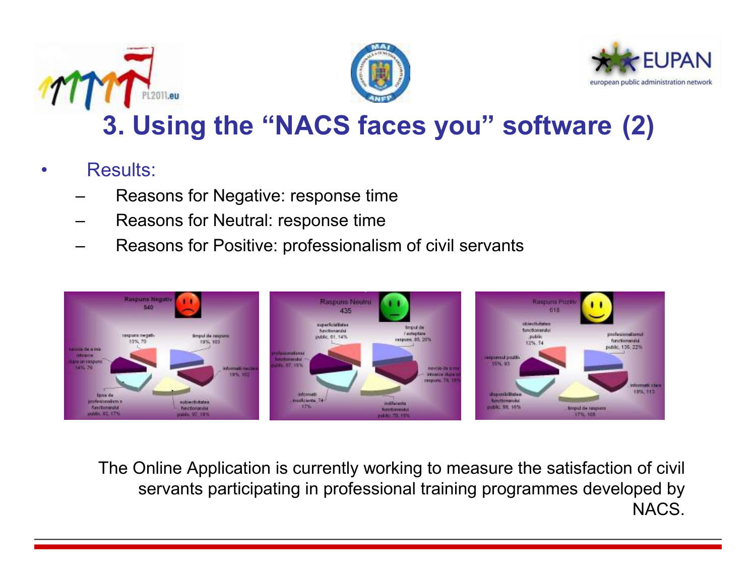# 3. Using the “NACS faces you” software (2)

- Results:
  - Reasons for Negative: response time
  - Reasons for Neutral: response time
  - Reasons for Positive: professionalism of civil servants

The Online Application is currently working to measure the satisfaction of civil servants participating in professional training programmes developed by NACS.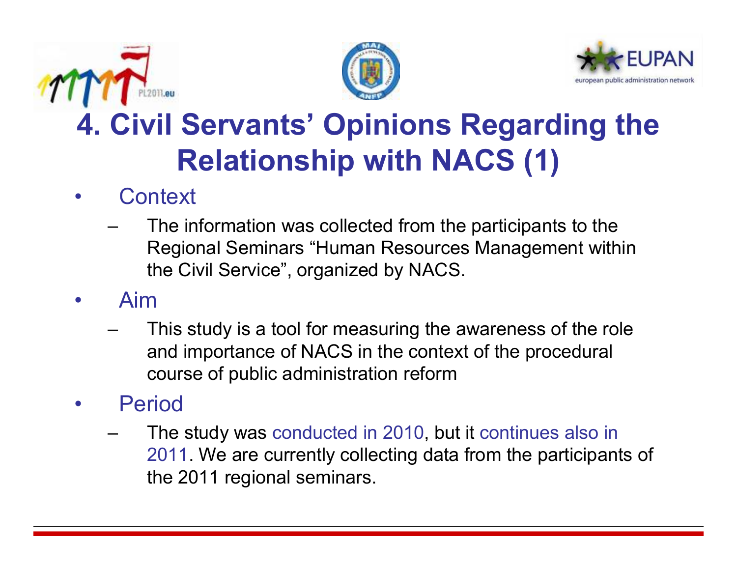# 4. Civil Servants' Opinions Regarding the Relationship with NACS (1)

- Context
  - The information was collected from the participants to the Regional Seminars "Human Resources Management within the Civil Service", organized by NACS.
- Aim
  - This study is a tool for measuring the awareness of the role and importance of NACS in the context of the procedural course of public administration reform
- Period
  - The study was conducted in 2010, but it continues also in 2011. We are currently collecting data from the participants of the 2011 regional seminars.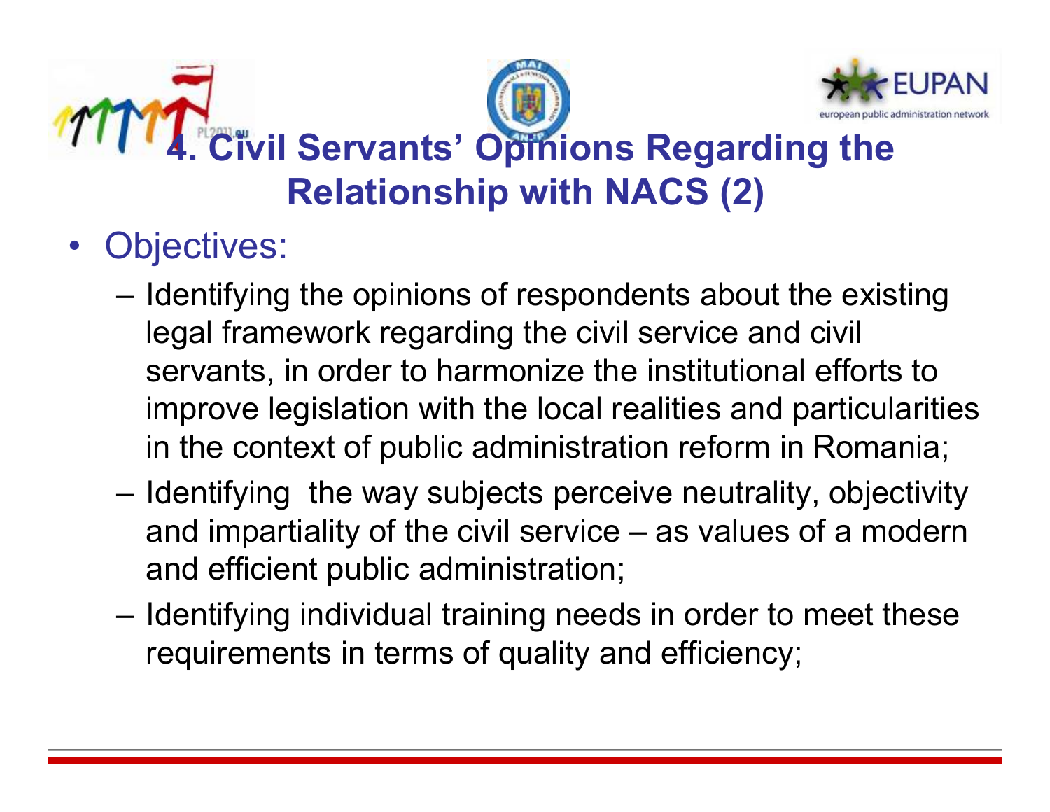# 4. Civil Servants' Opinions Regarding the Relationship with NACS (2)

- Objectives:
  - Identifying the opinions of respondents about the existing legal framework regarding the civil service and civil servants, in order to harmonize the institutional efforts to improve legislation with the local realities and particularities in the context of public administration reform in Romania;
  - Identifying the way subjects perceive neutrality, objectivity and impartiality of the civil service – as values of a modern and efficient public administration;
  - Identifying individual training needs in order to meet these requirements in terms of quality and efficiency;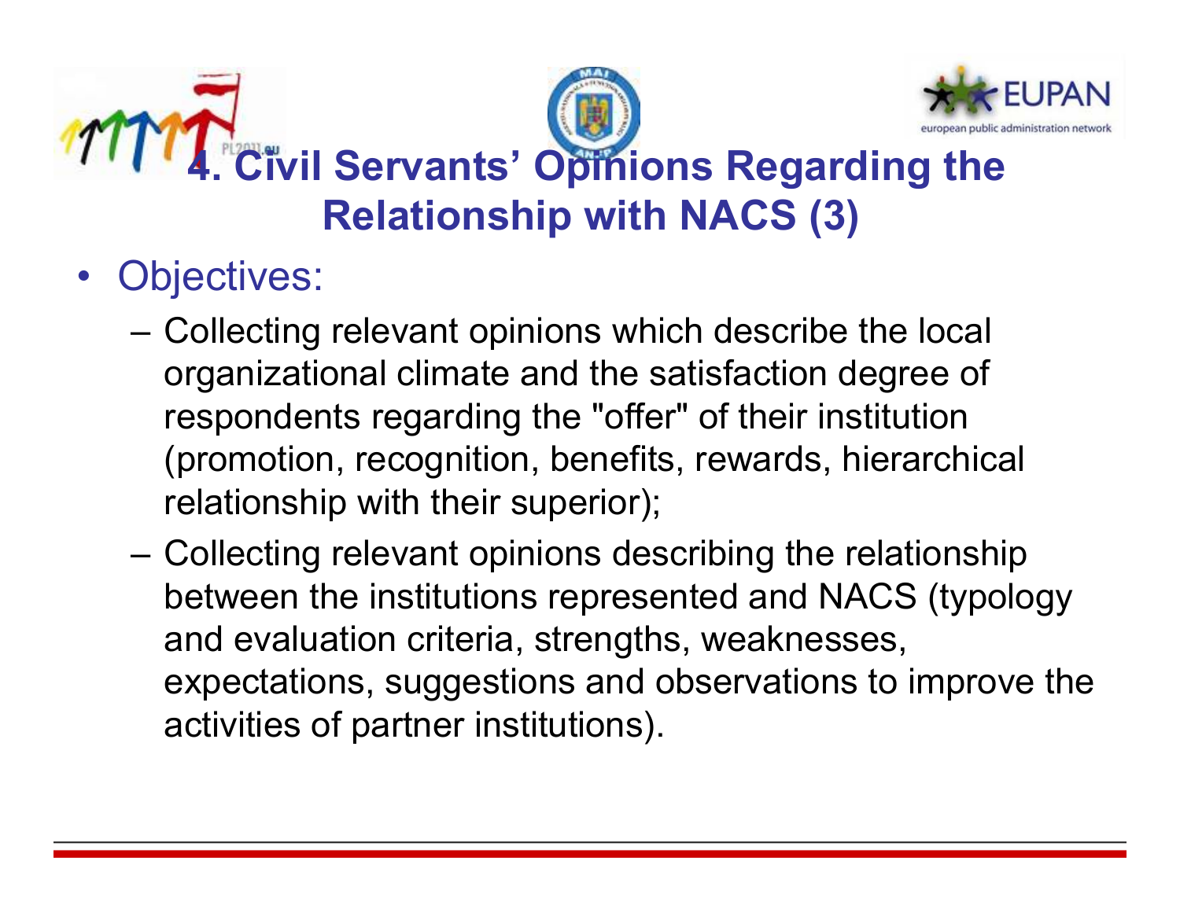# 4. Civil Servants' Opinions Regarding the Relationship with NACS (3)

- Objectives:
  - Collecting relevant opinions which describe the local organizational climate and the satisfaction degree of respondents regarding the "offer" of their institution (promotion, recognition, benefits, rewards, hierarchical relationship with their superior);
  - Collecting relevant opinions describing the relationship between the institutions represented and NACS (typology and evaluation criteria, strengths, weaknesses, expectations, suggestions and observations to improve the activities of partner institutions).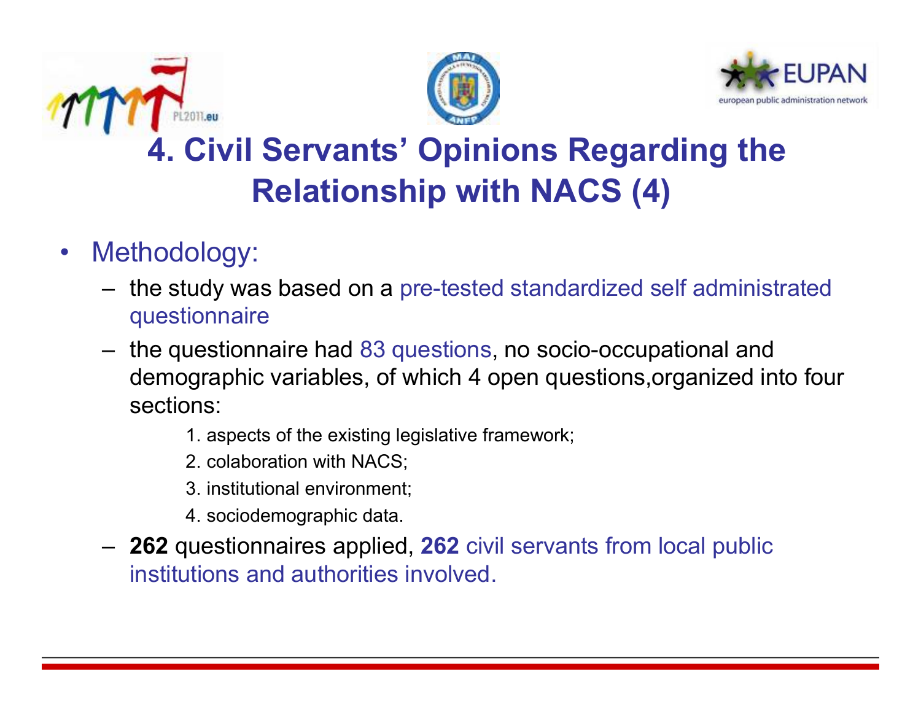# 4. Civil Servants' Opinions Regarding the Relationship with NACS (4)

- Methodology:
  - the study was based on a pre-tested standardized self administrated questionnaire
  - the questionnaire had 83 questions, no socio-occupational and demographic variables, of which 4 open questions,organized into four sections:
    1. aspects of the existing legislative framework;
    2. colaboration with NACS;
    3. institutional environment;
    4. sociodemographic data.
  - **262** questionnaires applied, **262** civil servants from local public institutions and authorities involved.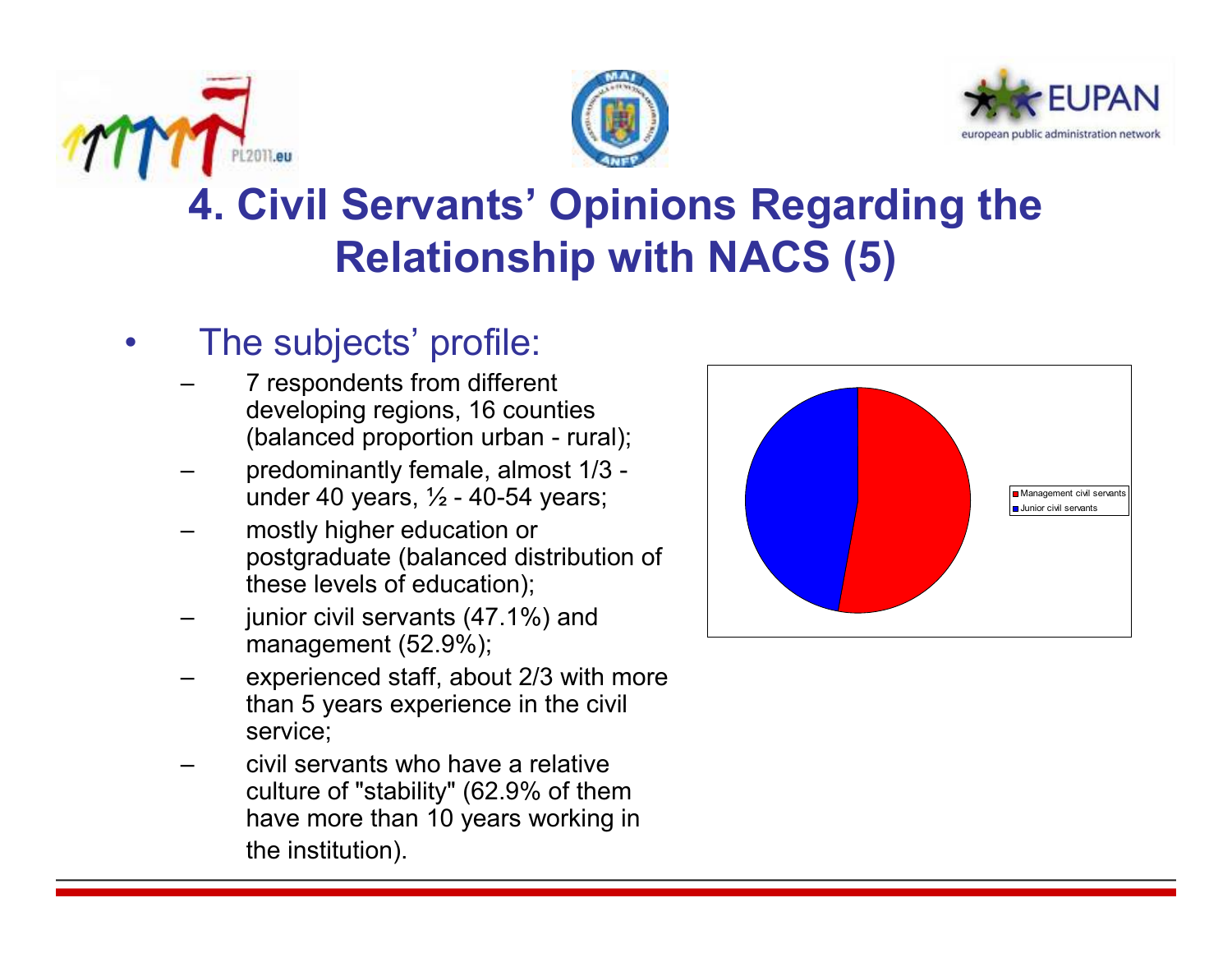# 4. Civil Servants' Opinions Regarding the Relationship with NACS (5)

- The subjects' profile:
  - 7 respondents from different developing regions, 16 counties (balanced proportion urban - rural);
  - predominantly female, almost 1/3 - under 40 years, ½ - 40-54 years;
  - mostly higher education or postgraduate (balanced distribution of these levels of education);
  - junior civil servants (47.1%) and management (52.9%);
  - experienced staff, about 2/3 with more than 5 years experience in the civil service;
  - civil servants who have a relative culture of "stability" (62.9% of them have more than 10 years working in the institution).

Management civil servants
Junior civil servants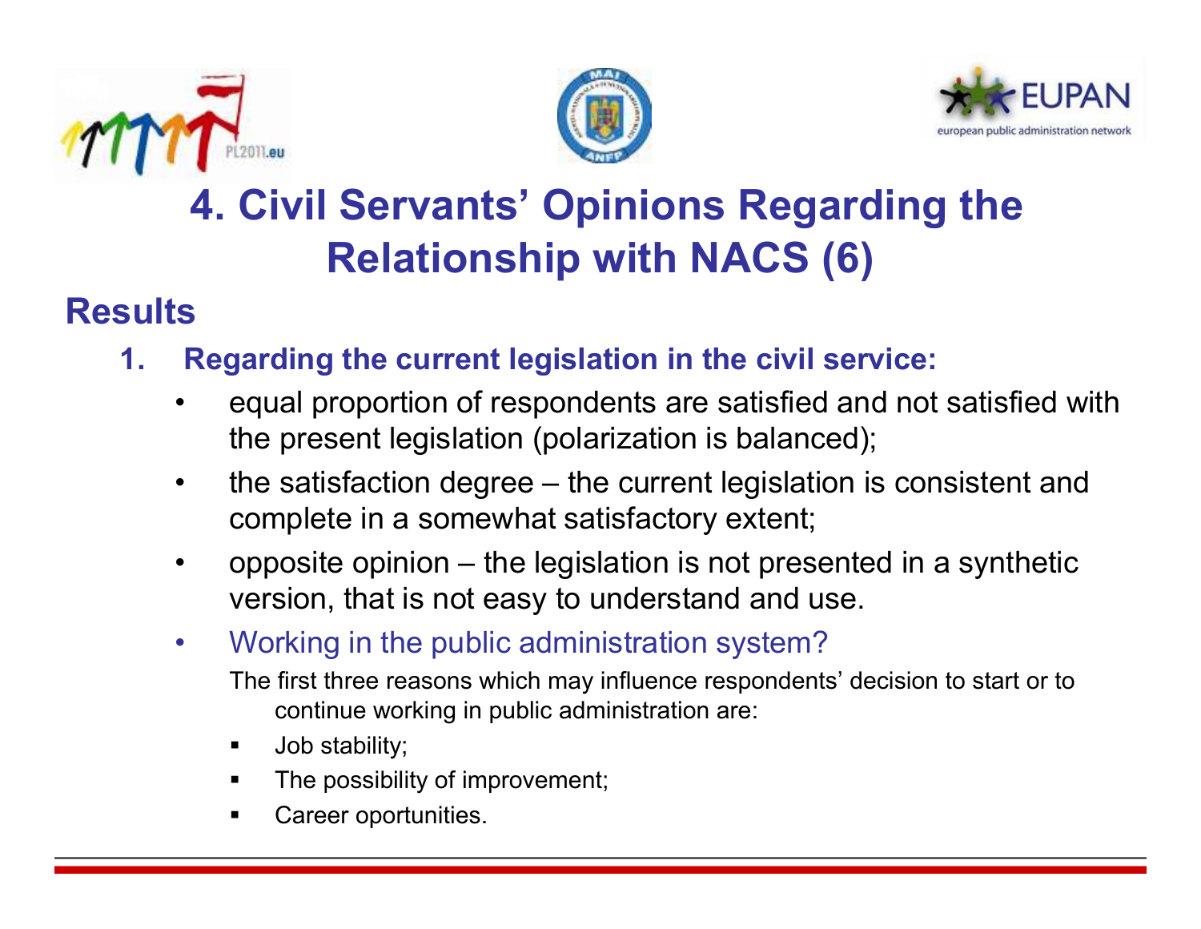# 4. Civil Servants' Opinions Regarding the Relationship with NACS (6)

## Results

1. **Regarding the current legislation in the civil service:**
   - equal proportion of respondents are satisfied and not satisfied with the present legislation (polarization is balanced);
   - the satisfaction degree – the current legislation is consistent and complete in a somewhat satisfactory extent;
   - opposite opinion – the legislation is not presented in a synthetic version, that is not easy to understand and use.
   - Working in the public administration system?

     The first three reasons which may influence respondents' decision to start or to continue working in public administration are:

     - Job stability;
     - The possibility of improvement;
     - Career oportunities.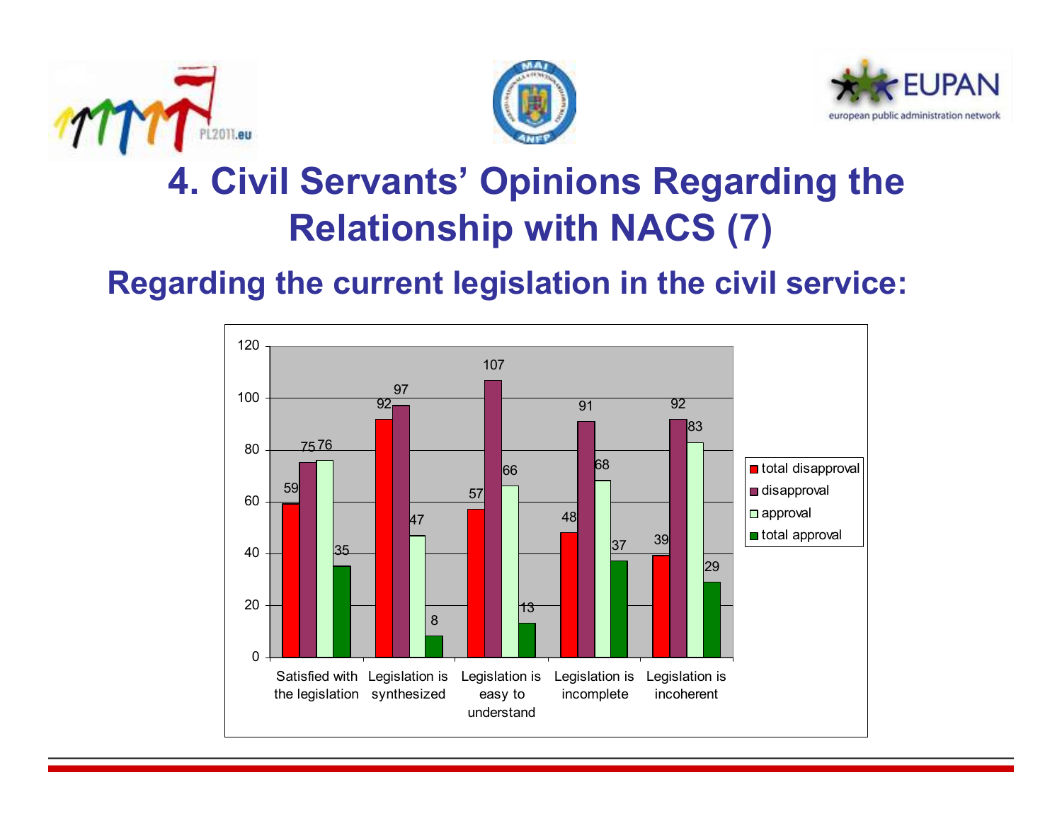# 4. Civil Servants' Opinions Regarding the Relationship with NACS (7)

## Regarding the current legislation in the civil service:

| | total disapproval | disapproval | approval | total approval |
|---|---|---|---|---|
| Satisfied with the legislation | 59 | 75 | 76 | 35 |
| Legislation is synthesized | 92 | 97 | 47 | 8 |
| Legislation is easy to understand | 57 | 107 | 66 | 13 |
| Legislation is incomplete | 48 | 91 | 68 | 37 |
| Legislation is incoherent | 39 | 92 | 83 | 29 |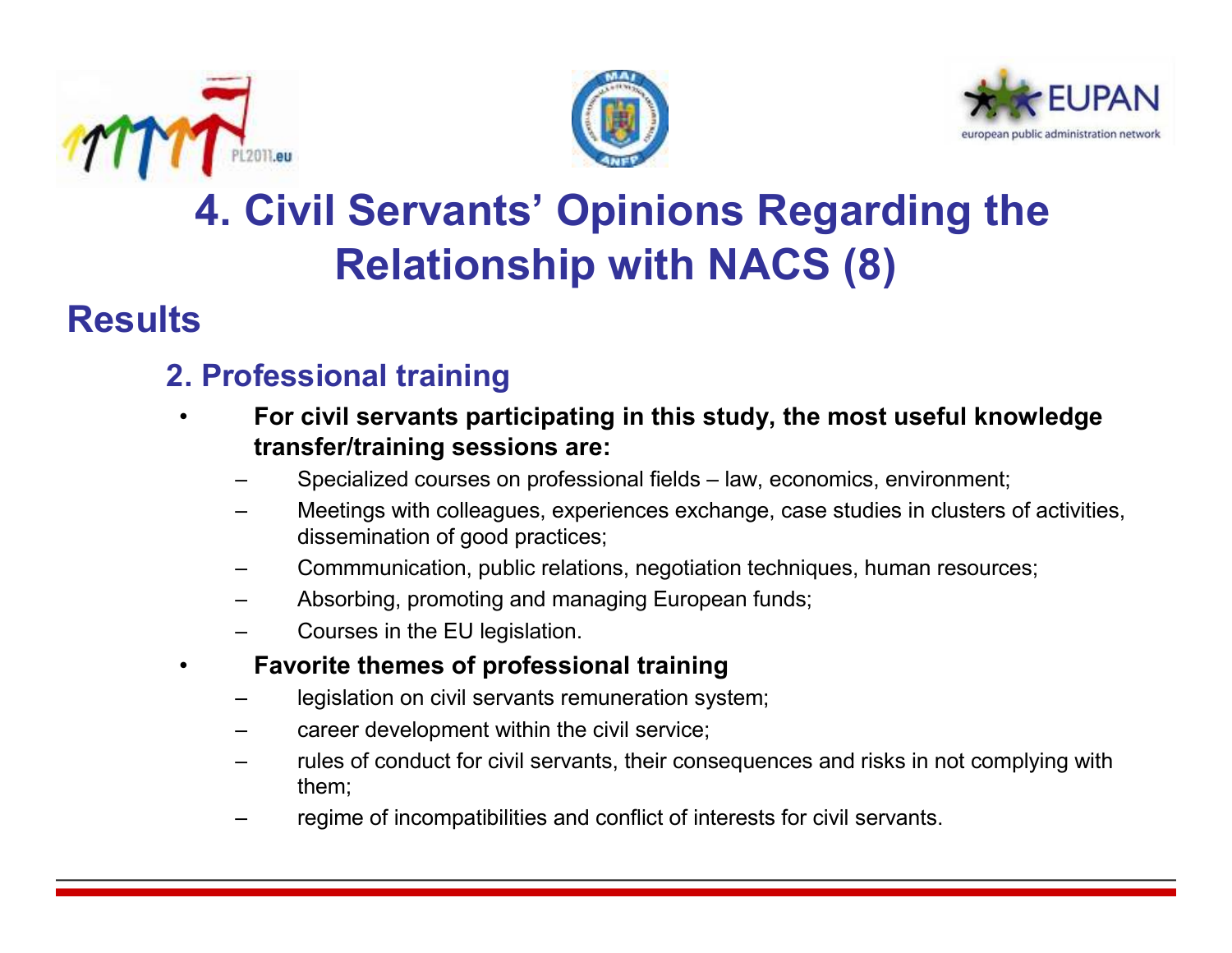# 4. Civil Servants' Opinions Regarding the Relationship with NACS (8)

## Results

### 2. Professional training

- **For civil servants participating in this study, the most useful knowledge transfer/training sessions are:**
  - Specialized courses on professional fields – law, economics, environment;
  - Meetings with colleagues, experiences exchange, case studies in clusters of activities, dissemination of good practices;
  - Commmunication, public relations, negotiation techniques, human resources;
  - Absorbing, promoting and managing European funds;
  - Courses in the EU legislation.
- **Favorite themes of professional training**
  - legislation on civil servants remuneration system;
  - career development within the civil service;
  - rules of conduct for civil servants, their consequences and risks in not complying with them;
  - regime of incompatibilities and conflict of interests for civil servants.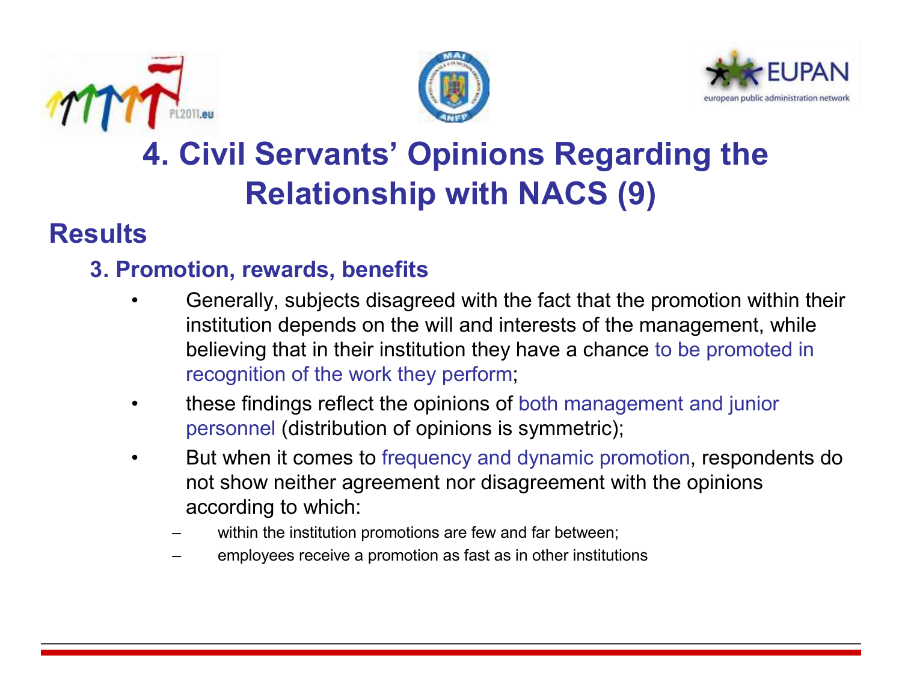# 4. Civil Servants' Opinions Regarding the Relationship with NACS (9)

## Results

### 3. Promotion, rewards, benefits

- Generally, subjects disagreed with the fact that the promotion within their institution depends on the will and interests of the management, while believing that in their institution they have a chance to be promoted in recognition of the work they perform;
- these findings reflect the opinions of both management and junior personnel (distribution of opinions is symmetric);
- But when it comes to frequency and dynamic promotion, respondents do not show neither agreement nor disagreement with the opinions according to which:
  - within the institution promotions are few and far between;
  - employees receive a promotion as fast as in other institutions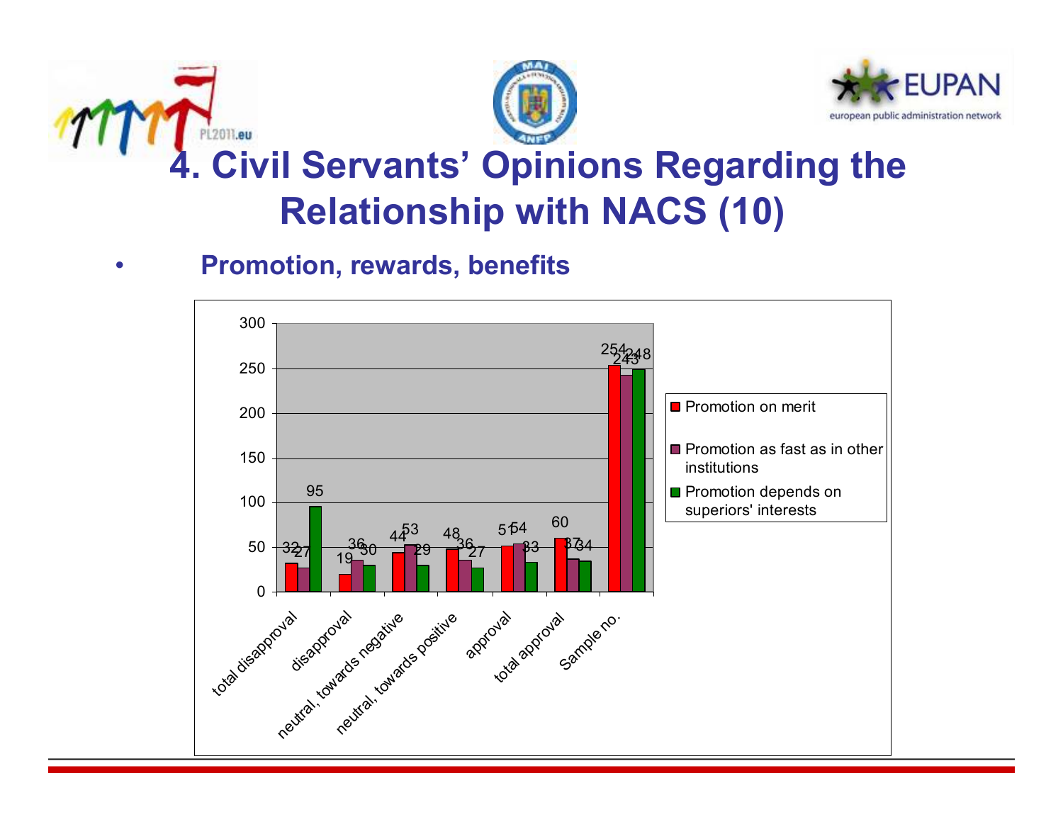# 4. Civil Servants' Opinions Regarding the Relationship with NACS (10)

- **Promotion, rewards, benefits**

| | total disapproval | disapproval | neutral, towards negative | neutral, towards positive | approval | total approval | Sample no. |
|---|---|---|---|---|---|---|---|
| Promotion on merit | 32 | 19 | 44 | 48 | 51 | 60 | 254 |
| Promotion as fast as in other institutions | 27 | 36 | 53 | 36 | 54 | 37 | 243 |
| Promotion depends on superiors' interests | 95 | 30 | 29 | 27 | 33 | 34 | 248 |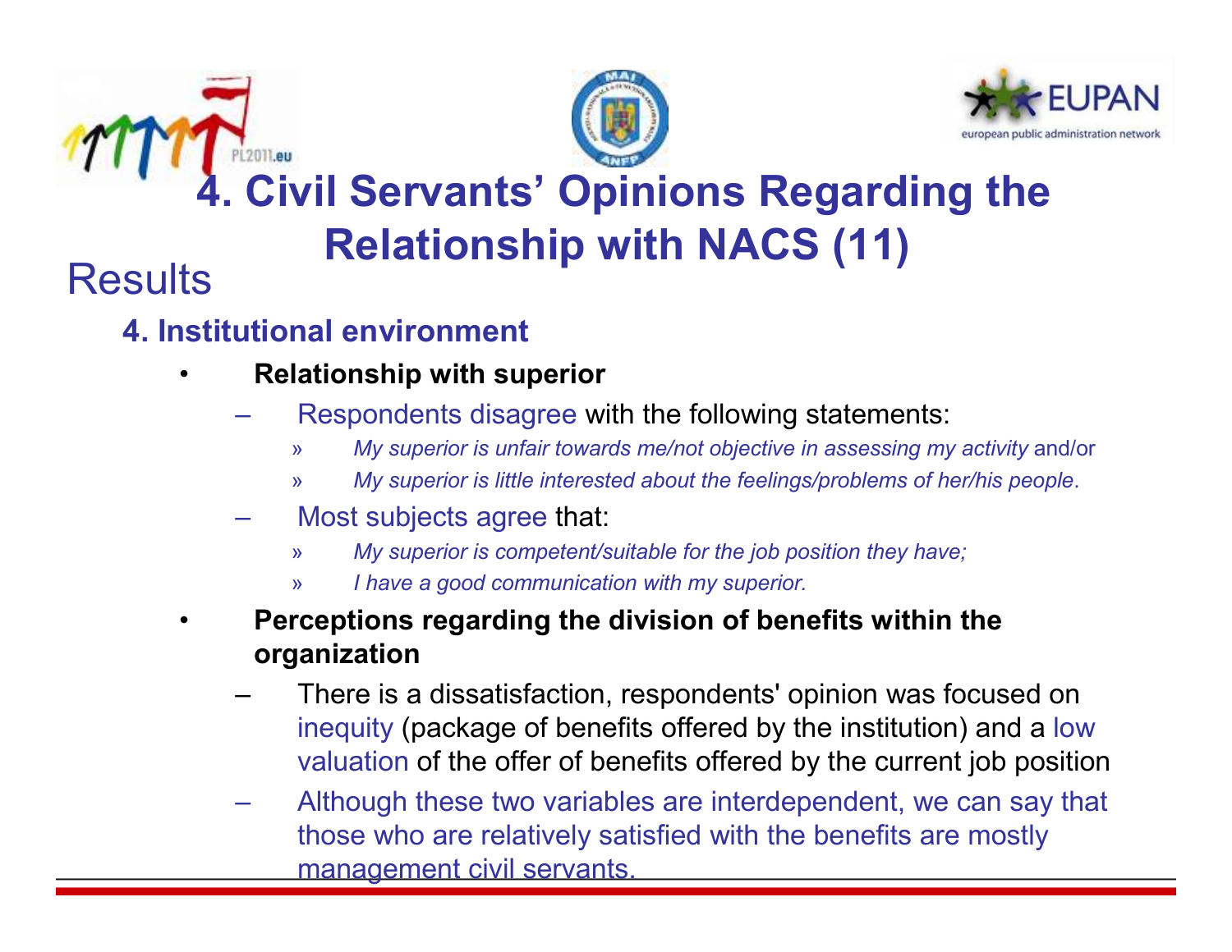# 4. Civil Servants' Opinions Regarding the Relationship with NACS (11)

## Results

### 4. Institutional environment

- **Relationship with superior**
  - Respondents disagree with the following statements:
    - » *My superior is unfair towards me/not objective in assessing my activity* and/or
    - » *My superior is little interested about the feelings/problems of her/his people*.
  - Most subjects agree that:
    - » *My superior is competent/suitable for the job position they have;*
    - » *I have a good communication with my superior.*
- **Perceptions regarding the division of benefits within the organization**
  - There is a dissatisfaction, respondents' opinion was focused on inequity (package of benefits offered by the institution) and a low valuation of the offer of benefits offered by the current job position
  - Although these two variables are interdependent, we can say that those who are relatively satisfied with the benefits are mostly management civil servants.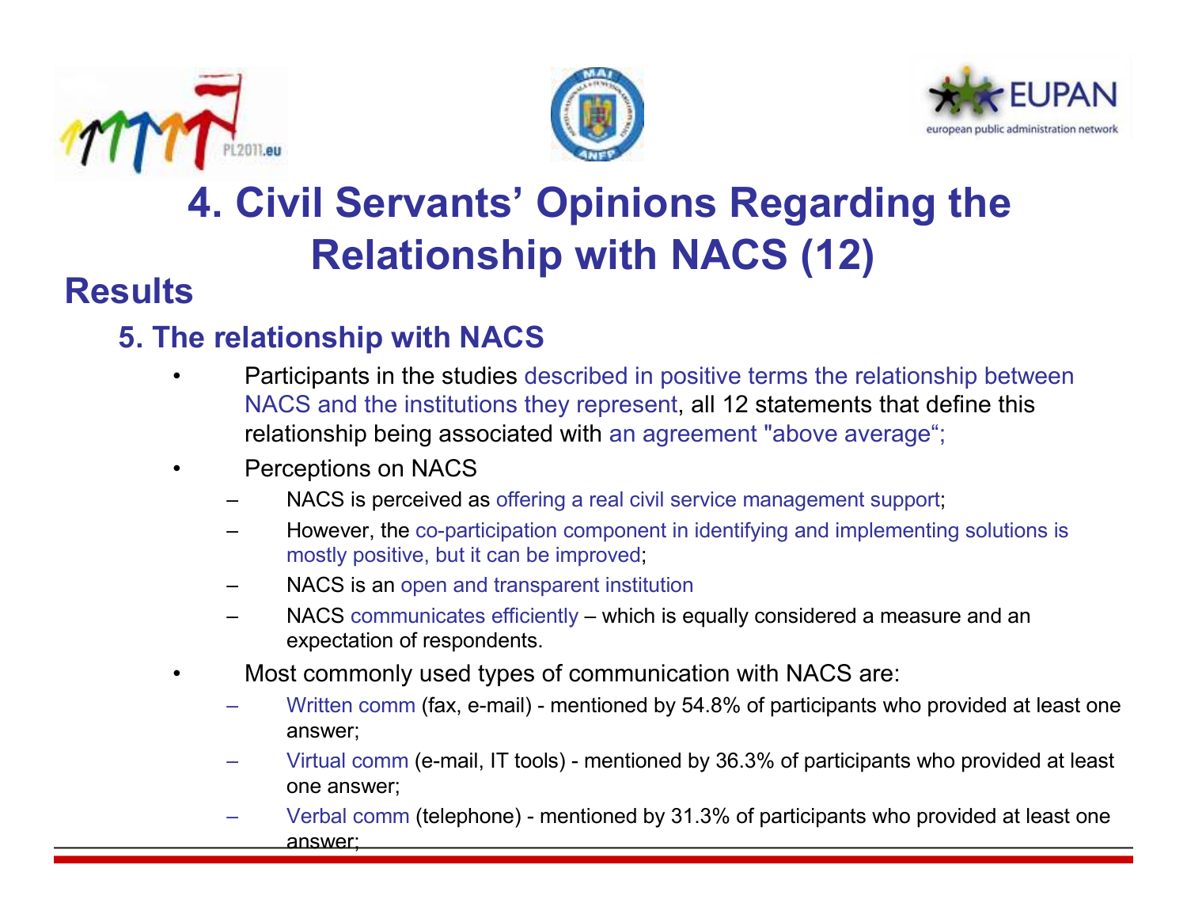# 4. Civil Servants' Opinions Regarding the Relationship with NACS (12)

## Results

### 5. The relationship with NACS

- Participants in the studies described in positive terms the relationship between NACS and the institutions they represent, all 12 statements that define this relationship being associated with an agreement "above average";
- Perceptions on NACS
  - NACS is perceived as offering a real civil service management support;
  - However, the co-participation component in identifying and implementing solutions is mostly positive, but it can be improved;
  - NACS is an open and transparent institution
  - NACS communicates efficiently – which is equally considered a measure and an expectation of respondents.
- Most commonly used types of communication with NACS are:
  - Written comm (fax, e-mail) - mentioned by 54.8% of participants who provided at least one answer;
  - Virtual comm (e-mail, IT tools) - mentioned by 36.3% of participants who provided at least one answer;
  - Verbal comm (telephone) - mentioned by 31.3% of participants who provided at least one answer;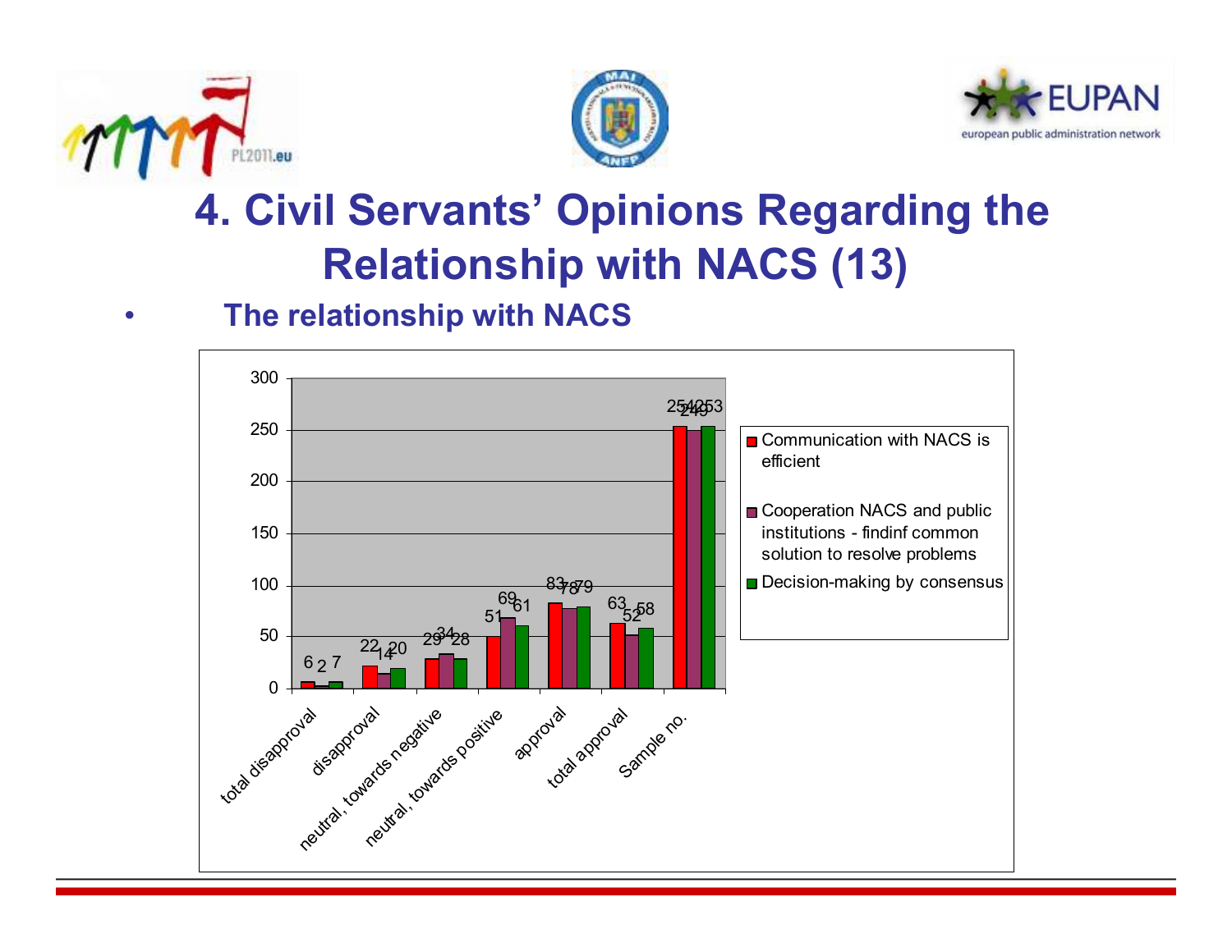# 4. Civil Servants' Opinions Regarding the Relationship with NACS (13)

- **The relationship with NACS**

| | Communication with NACS is efficient | Cooperation NACS and public institutions - findinf common solution to resolve problems | Decision-making by consensus |
|---|---|---|---|
| total disapproval | 6 | 2 | 7 |
| disapproval | 22 | 14 | 20 |
| neutral, towards negative | 29 | 34 | 28 |
| neutral, towards positive | 51 | 69 | 61 |
| approval | 83 | 78 | 79 |
| total approval | 63 | 52 | 58 |
| Sample no. | 254 | 249 | 253 |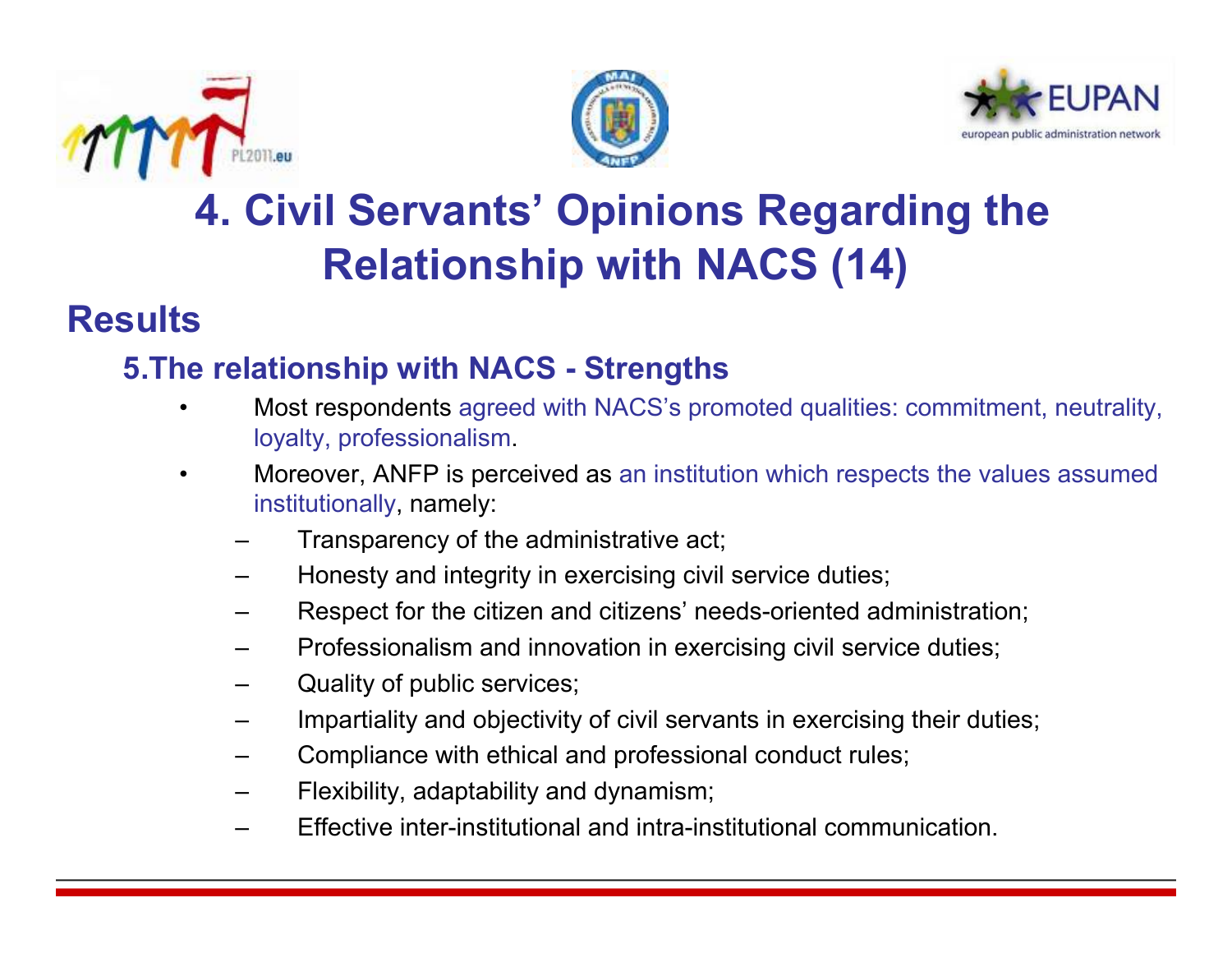# 4. Civil Servants' Opinions Regarding the Relationship with NACS (14)

## Results

### 5.The relationship with NACS - Strengths

- Most respondents agreed with NACS's promoted qualities: commitment, neutrality, loyalty, professionalism.
- Moreover, ANFP is perceived as an institution which respects the values assumed institutionally, namely:
  - Transparency of the administrative act;
  - Honesty and integrity in exercising civil service duties;
  - Respect for the citizen and citizens' needs-oriented administration;
  - Professionalism and innovation in exercising civil service duties;
  - Quality of public services;
  - Impartiality and objectivity of civil servants in exercising their duties;
  - Compliance with ethical and professional conduct rules;
  - Flexibility, adaptability and dynamism;
  - Effective inter-institutional and intra-institutional communication.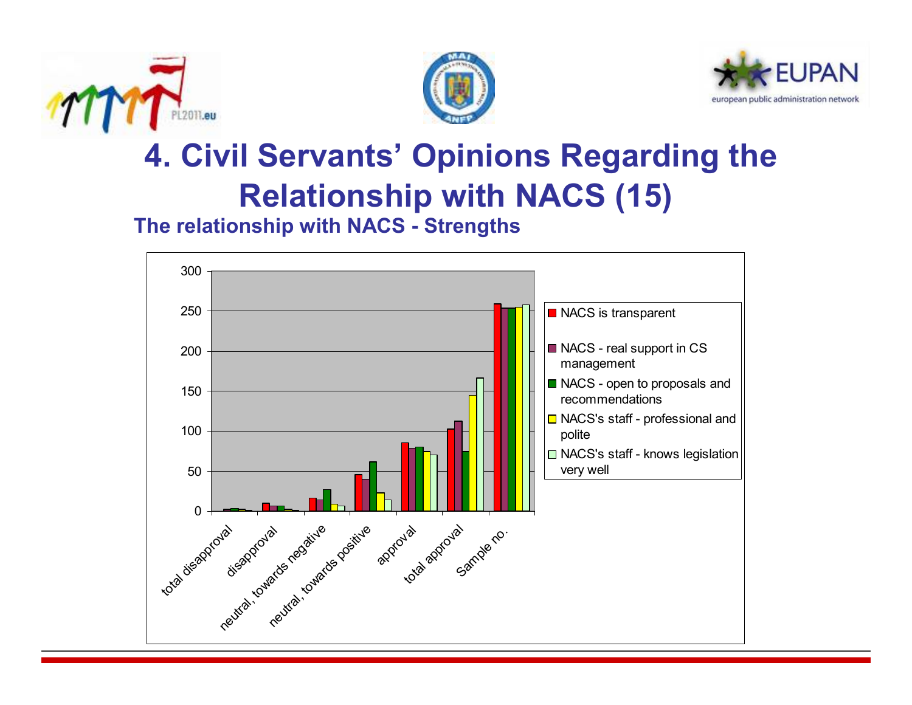# 4. Civil Servants' Opinions Regarding the Relationship with NACS (15)

### The relationship with NACS - Strengths

| | total disapproval | disapproval | neutral, towards negative | neutral, towards positive | approval | total approval | Sample no. |
|---|---|---|---|---|---|---|---|
| NACS is transparent | 0 | 10 | 16 | 45 | 85 | 102 | 259 |
| NACS - real support in CS management | 2 | 6 | 14 | 40 | 79 | 112 | 254 |
| NACS - open to proposals and recommendations | 3 | 6 | 27 | 61 | 80 | 74 | 254 |
| NACS's staff - professional and polite | 2 | 2 | 9 | 22 | 74 | 145 | 255 |
| NACS's staff - knows legislation very well | 1 | 1 | 6 | 14 | 70 | 166 | 258 |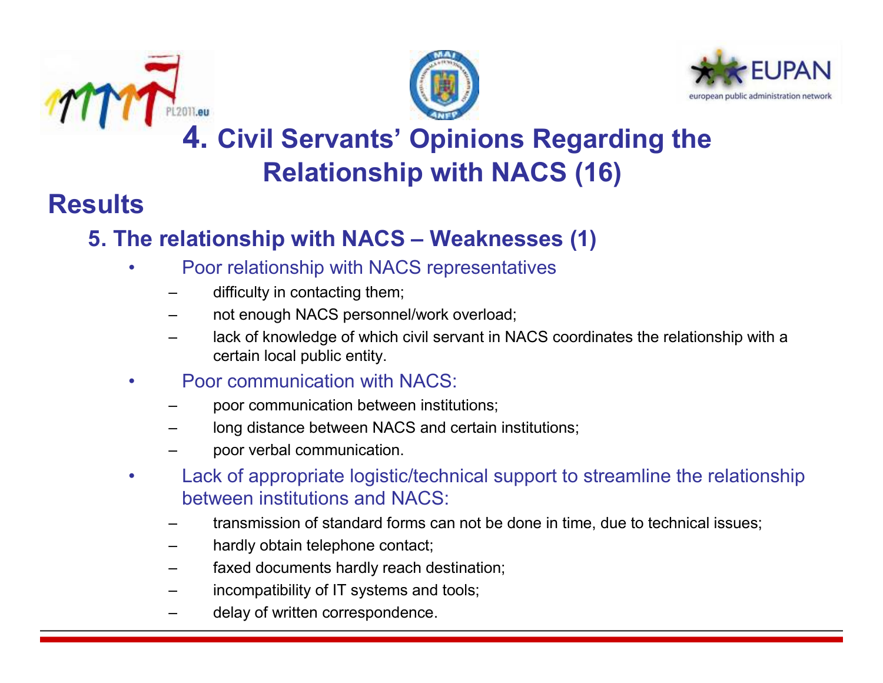# 4. Civil Servants' Opinions Regarding the Relationship with NACS (16)

## Results

### 5. The relationship with NACS – Weaknesses (1)

- Poor relationship with NACS representatives
  - difficulty in contacting them;
  - not enough NACS personnel/work overload;
  - lack of knowledge of which civil servant in NACS coordinates the relationship with a certain local public entity.
- Poor communication with NACS:
  - poor communication between institutions;
  - long distance between NACS and certain institutions;
  - poor verbal communication.
- Lack of appropriate logistic/technical support to streamline the relationship between institutions and NACS:
  - transmission of standard forms can not be done in time, due to technical issues;
  - hardly obtain telephone contact;
  - faxed documents hardly reach destination;
  - incompatibility of IT systems and tools;
  - delay of written correspondence.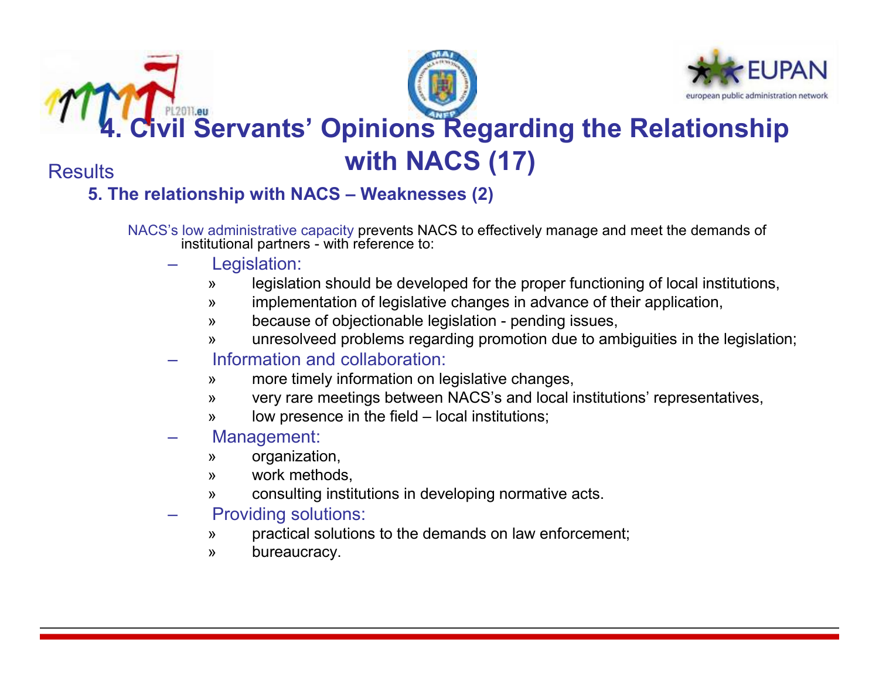# 4. Civil Servants' Opinions Regarding the Relationship with NACS (17)

Results

**5. The relationship with NACS – Weaknesses (2)**

NACS's low administrative capacity prevents NACS to effectively manage and meet the demands of institutional partners - with reference to:

- Legislation:
  - legislation should be developed for the proper functioning of local institutions,
  - implementation of legislative changes in advance of their application,
  - because of objectionable legislation - pending issues,
  - unresolveed problems regarding promotion due to ambiguities in the legislation;
- Information and collaboration:
  - more timely information on legislative changes,
  - very rare meetings between NACS's and local institutions' representatives,
  - low presence in the field – local institutions;
- Management:
  - organization,
  - work methods,
  - consulting institutions in developing normative acts.
- Providing solutions:
  - practical solutions to the demands on law enforcement;
  - bureaucracy.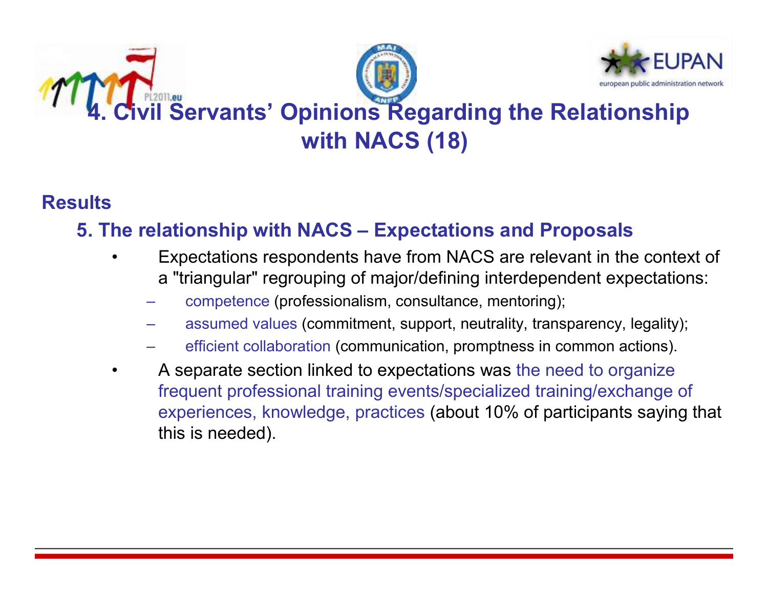# 4. Civil Servants' Opinions Regarding the Relationship with NACS (18)

## Results

### 5. The relationship with NACS – Expectations and Proposals

- Expectations respondents have from NACS are relevant in the context of a "triangular" regrouping of major/defining interdependent expectations:
  - competence (professionalism, consultance, mentoring);
  - assumed values (commitment, support, neutrality, transparency, legality);
  - efficient collaboration (communication, promptness in common actions).
- A separate section linked to expectations was the need to organize frequent professional training events/specialized training/exchange of experiences, knowledge, practices (about 10% of participants saying that this is needed).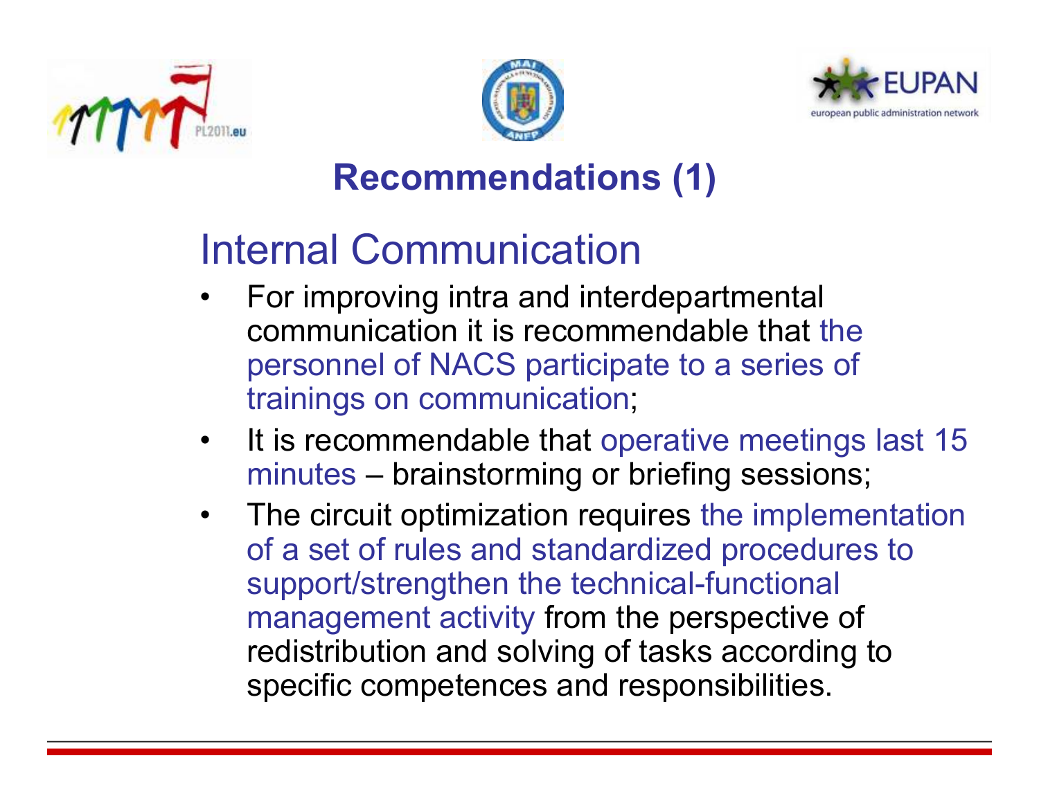# Recommendations (1)

## Internal Communication

- For improving intra and interdepartmental communication it is recommendable that the personnel of NACS participate to a series of trainings on communication;
- It is recommendable that operative meetings last 15 minutes – brainstorming or briefing sessions;
- The circuit optimization requires the implementation of a set of rules and standardized procedures to support/strengthen the technical-functional management activity from the perspective of redistribution and solving of tasks according to specific competences and responsibilities.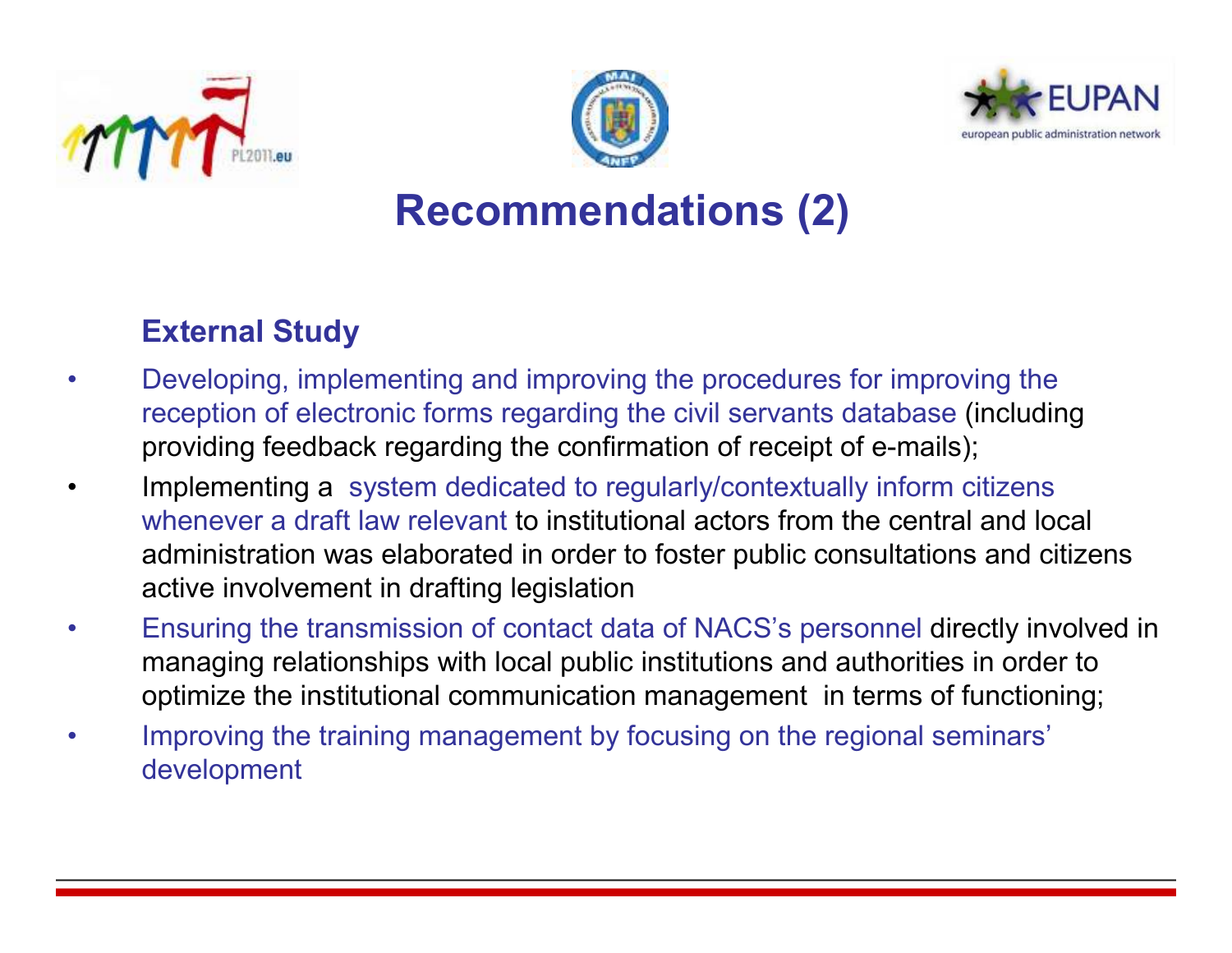# Recommendations (2)

**External Study**

- Developing, implementing and improving the procedures for improving the reception of electronic forms regarding the civil servants database (including providing feedback regarding the confirmation of receipt of e-mails);
- Implementing a system dedicated to regularly/contextually inform citizens whenever a draft law relevant to institutional actors from the central and local administration was elaborated in order to foster public consultations and citizens active involvement in drafting legislation
- Ensuring the transmission of contact data of NACS's personnel directly involved in managing relationships with local public institutions and authorities in order to optimize the institutional communication management in terms of functioning;
- Improving the training management by focusing on the regional seminars' development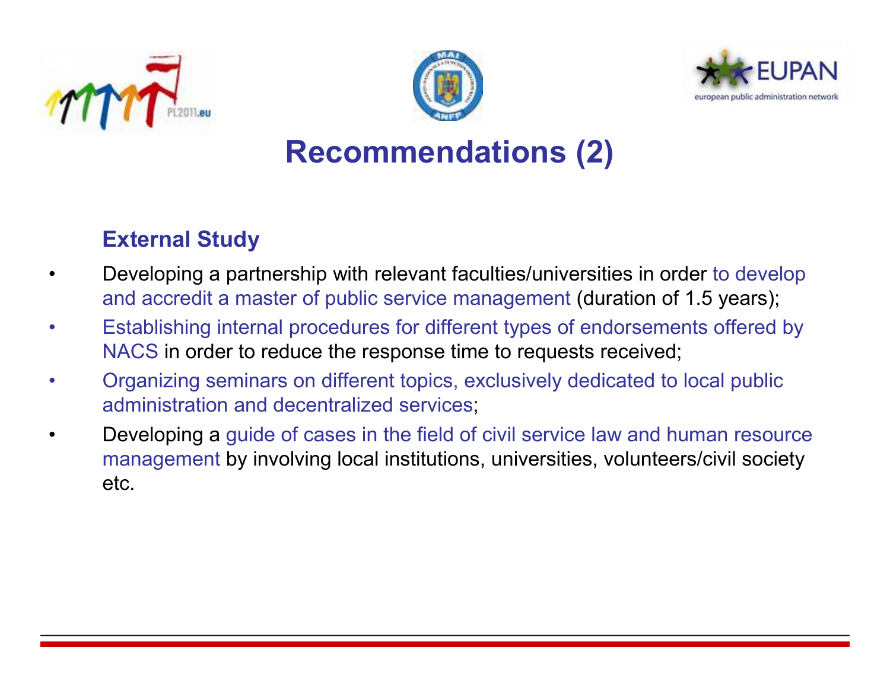# Recommendations (2)

**External Study**

- Developing a partnership with relevant faculties/universities in order to develop and accredit a master of public service management (duration of 1.5 years);
- Establishing internal procedures for different types of endorsements offered by NACS in order to reduce the response time to requests received;
- Organizing seminars on different topics, exclusively dedicated to local public administration and decentralized services;
- Developing a guide of cases in the field of civil service law and human resource management by involving local institutions, universities, volunteers/civil society etc.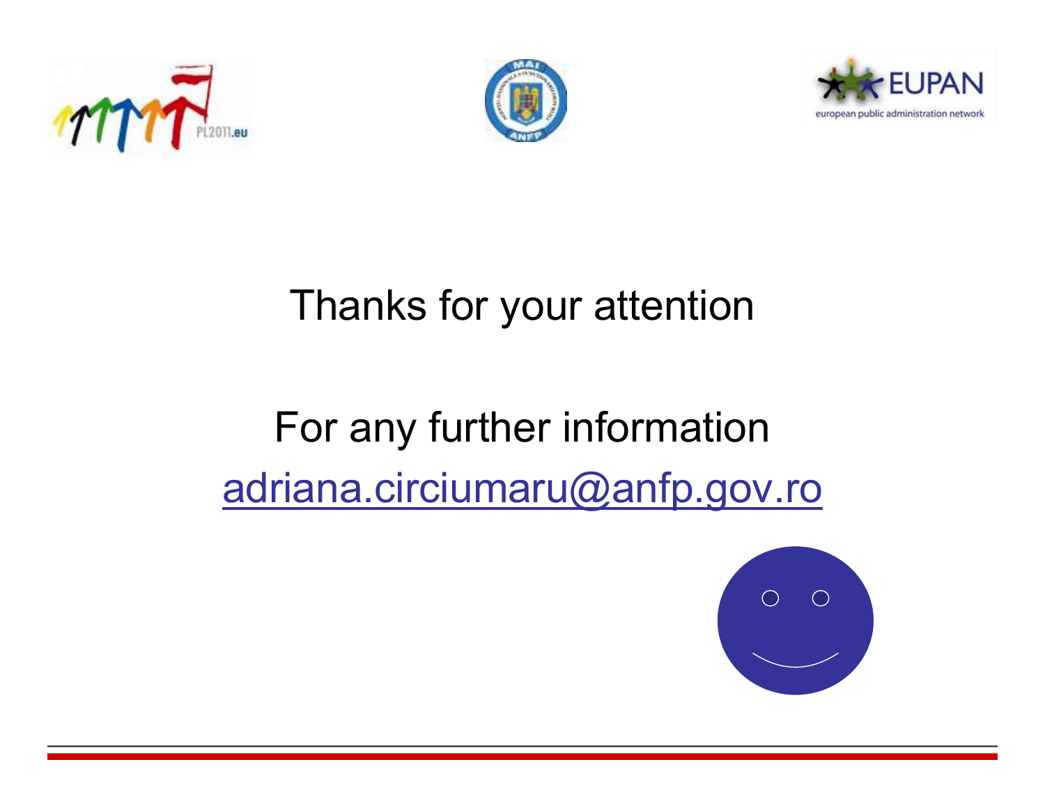Thanks for your attention

For any further information

adriana.circiumaru@anfp.gov.ro